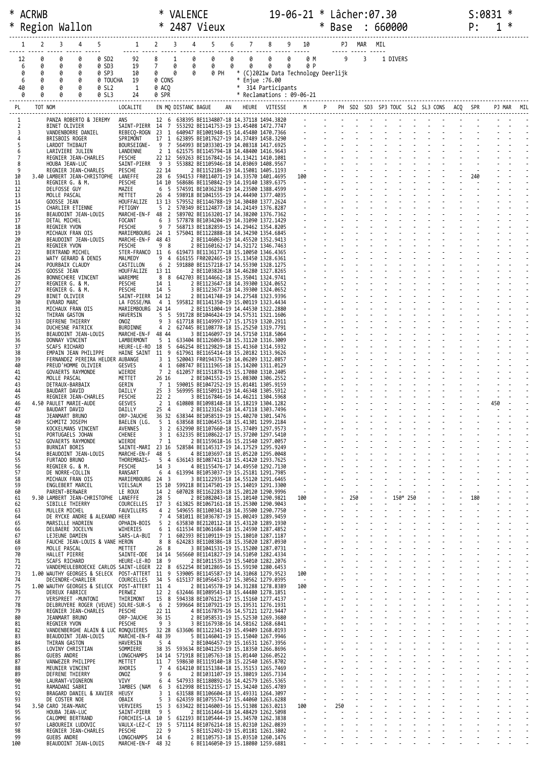```
* ACRWB                    * VALENCE          19-06-21 * Lâcher:07.30                  S:0831 *
* Region Wallon            * 2487 Vieux                * Base  : 660000                 P:   1 *
```

```
 1   2   3   4   5          1    2    3    4    5    6    7    8    9   10       PJ  MAR  MIL
12   0   0   0   0 SD2     92    8    1    0    0    0    0    0    0    0 M      9    3    1 DIVERS
 6   0   0   0   0 SD3     19    7    0    0    0    0    0    0    0    0 P
 0   0   0   0   0 SP3     10    0    0    0    0 PH  * (C)2021w Data Technology Deerlijk
 6   0   0   0   0 TOUCHA  19    0 CONS              * Enjue :76.00
40   0   0   0   0 SL2      1    0 ACQ               *  314 Participants
 0   0   0   0   0 SL3     24    0 SPR               * Reclamations : 09-06-21
```

| PL | TOT | NOM | LOCALITE | EN | MQ | DISTANC | BAGUE AN | HEURE | VITESSE | M | P | PH | SD2 | SD3 | SP3 | TOUC | SL2 | SL3 | CONS | ACQ | SPR | PJ | MAR | MIL |
|---|---|---|---|---|---|---|---|---|---|---|---|---|---|---|---|---|---|---|---|---|---|---|---|---|
| 1 | | PANZA ROBERTO & JEREMY | ANS | 12 | 6 | 638395 | BE1134807-18 | 14.37118 | 1494.3820 | - | - | - | - | - | - | - | - | - | - | - | - | - | - | - |
| 2 | | BINET OLIVIER | SAINT-PIERR | 14 | 7 | 553292 | BE1141753-19 | 13.45408 | 1472.7747 | - | - | - | - | - | - | - | - | - | - | - | - | - | - | - |
| 3 | | VANDENBORRE DANIEL | REBECQ-ROGN | 23 | 1 | 640947 | BE1001948-15 | 14.45480 | 1470.7366 | - | - | - | - | - | - | - | - | - | - | - | - | - | - | - |
| 4 | | BRISBOIS ROGER | SPRIMONT | 17 | 1 | 623895 | BE1017627-19 | 14.37489 | 1458.3290 | - | - | - | - | - | - | - | - | - | - | - | - | - | - | - |
| 5 | | LARDOT THIBAUT | BOURSEIGNE- | 9 | 7 | 564993 | BE1033301-19 | 14.08318 | 1417.6925 | - | - | - | - | - | - | - | - | - | - | - | - | - | - | - |
| 6 | | LARIVIERE JULIEN | LANDENNE | 2 | 1 | 621575 | BE1145794-18 | 14.48400 | 1416.9643 | - | - | - | - | - | - | - | - | - | - | - | - | - | - | - |
| 7 | | REGNIER JEAN-CHARLES | PESCHE | 22 | 12 | 569263 | BE1167842-16 | 14.13421 | 1410.1081 | - | - | - | - | - | - | - | - | - | - | - | - | - | - | - |
| 8 | | HOUBA JEAN-LUC | SAINT-PIERR | 9 | 3 | 553882 | BE1105946-18 | 14.03069 | 1408.9567 | - | - | - | - | - | - | - | - | - | - | - | - | - | - | - |
| 9 | | REGNIER JEAN-CHARLES | PESCHE | 22 | 14 | 2 | BE1152186-19 | 14.15081 | 1405.1193 | - | - | - | - | - | - | - | - | - | - | - | - | - | - | - |
| 10 | 3.40 | LAMBERT JEAN-CHRISTOPHE | LANEFFE | 28 | 6 | 594153 | FR0114071-19 | 14.33570 | 1401.4695 | 100 | - | - | - | - | - | - | - | - | - | - | 240 | - | - | - |
| 11 | | REGNIER G. & M. | PESCHE | 14 | 10 | 568686 | BE1150842-19 | 14.19140 | 1389.6375 | - | - | - | - | - | - | - | - | - | - | - | - | - | - | - |
| 12 | | DELFOSSE GUY | MAZEE | 6 | 5 | 574591 | BE1036238-19 | 14.23500 | 1388.4599 | - | - | - | - | - | - | - | - | - | - | - | - | - | - | - |
| 13 | | MOLLE PASCAL | METTET | 26 | 4 | 598918 | BE1041555-19 | 14.44490 | 1377.4035 | - | - | - | - | - | - | - | - | - | - | - | - | - | - | - |
| 14 | | GOOSSE JEAN | HOUFFALIZE | 13 | 13 | 579552 | BE1146788-19 | 14.30480 | 1377.2624 | - | - | - | - | - | - | - | - | - | - | - | - | - | - | - |
| 15 | | CHARLIER ETIENNE | PETIGNY | 5 | 2 | 570349 | BE1124877-18 | 14.24149 | 1376.8287 | - | - | - | - | - | - | - | - | - | - | - | - | - | - | - |
| 16 | | BEAUDOINT JEAN-LOUIS | MARCHE-EN-F | 48 | 2 | 589702 | BE1163201-17 | 14.38200 | 1376.7362 | - | - | - | - | - | - | - | - | - | - | - | - | - | - | - |
| 17 | | DETAL MICHEL | FOCANT | 6 | 3 | 577878 | BE1034204-19 | 14.31090 | 1372.1429 | - | - | - | - | - | - | - | - | - | - | - | - | - | - | - |
| 18 | | REGNIER YVON | PESCHE | 9 | 7 | 568713 | BE1182859-15 | 14.29462 | 1354.8205 | - | - | - | - | - | - | - | - | - | - | - | - | - | - | - |
| 19 | | MICHAUX FRAN OIS | MARIEMBOURG | 24 | 1 | 575041 | BE1122888-18 | 14.34290 | 1354.6845 | - | - | - | - | - | - | - | - | - | - | - | - | - | - | - |
| 20 | | BEAUDOINT JEAN-LOUIS | MARCHE-EN-F | 48 | 43 | 2 | BE1146063-19 | 14.45520 | 1352.9413 | - | - | - | - | - | - | - | - | - | - | - | - | - | - | - |
| 21 | | REGNIER YVON | PESCHE | 9 | 8 | 2 | BE1160162-17 | 14.32172 | 1346.7463 | - | - | - | - | - | - | - | - | - | - | - | - | - | - | - |
| 22 | | BERTRAND MICHEL | STER-FRANCO | 11 | 6 | 619473 | BE1136177-18 | 15.10050 | 1346.4365 | - | - | - | - | - | - | - | - | - | - | - | - | - | - | - |
| 23 | | WATY GERARD & DENIS | MALMEDY | 9 | 4 | 616155 | FR0202465-19 | 15.13450 | 1328.6361 | - | - | - | - | - | - | - | - | - | - | - | - | - | - | - |
| 24 | | POURBAIX CLAUDY | CASTILLON | 6 | 2 | 591880 | BE1157218-17 | 14.55390 | 1328.1275 | - | - | - | - | - | - | - | - | - | - | - | - | - | - | - |
| 25 | | GOOSSE JEAN | HOUFFALIZE | 13 | 11 | 2 | BE1103826-18 | 14.46280 | 1327.8265 | - | - | - | - | - | - | - | - | - | - | - | - | - | - | - |
| 26 | | BONNECHERE VINCENT | WAREMME | 8 | 8 | 642703 | BE1144662-18 | 15.35041 | 1324.9741 | - | - | - | - | - | - | - | - | - | - | - | - | - | - | - |
| 27 | | REGNIER G. & M. | PESCHE | 14 | 1 | 2 | BE1123647-18 | 14.39300 | 1324.0652 | - | - | - | - | - | - | - | - | - | - | - | - | - | - | - |
| 27 | | REGNIER G. & M. | PESCHE | 14 | 5 | 3 | BE1123677-18 | 14.39300 | 1324.0652 | - | - | - | - | - | - | - | - | - | - | - | - | - | - | - |
| 29 | | BINET OLIVIER | SAINT-PIERR | 14 | 12 | 2 | BE1141748-19 | 14.27548 | 1323.9396 | - | - | - | - | - | - | - | - | - | - | - | - | - | - | - |
| 30 | | EVRARD MARC | LA FOSSE/MA | 4 | 1 | 595812 | BE1141350-19 | 15.00119 | 1323.4434 | - | - | - | - | - | - | - | - | - | - | - | - | - | - | - |
| 31 | | MICHAUX FRAN OIS | MARIEMBOURG | 24 | 14 | 2 | BE1151004-19 | 14.44530 | 1322.2880 | - | - | - | - | - | - | - | - | - | - | - | - | - | - | - |
| 32 | | THIRAN GASTON | HAVERSIN | 5 | 5 | 591728 | BE1046424-19 | 14.57531 | 1321.1606 | - | - | - | - | - | - | - | - | - | - | - | - | - | - | - |
| 33 | | DEFRENE THIERRY | ONOZ | 9 | 3 | 617718 | BE1149997-17 | 15.17519 | 1320.2911 | - | - | - | - | - | - | - | - | - | - | - | - | - | - | - |
| 34 | | DUCHESNE PATRICK | BURDINNE | 4 | 2 | 627445 | BE1108778-18 | 15.25250 | 1319.7791 | - | - | - | - | - | - | - | - | - | - | - | - | - | - | - |
| 35 | | BEAUDOINT JEAN-LOUIS | MARCHE-EN-F | 48 | 44 | 3 | BE1146097-19 | 14.57150 | 1318.5064 | - | - | - | - | - | - | - | - | - | - | - | - | - | - | - |
| 36 | | DONNAY VINCENT | LAMBERMONT | 5 | 1 | 633404 | BE1126069-18 | 15.31120 | 1316.3009 | - | - | - | - | - | - | - | - | - | - | - | - | - | - | - |
| 37 | | SCAFS RICHARD | HEURE-LE-RO | 18 | 5 | 646254 | BE1129829-18 | 15.41360 | 1314.5932 | - | - | - | - | - | - | - | - | - | - | - | - | - | - | - |
| 38 | | EMPAIN JEAN PHILIPPE | HAINE SAINT | 11 | 9 | 617961 | BE1165414-18 | 15.20182 | 1313.9626 | - | - | - | - | - | - | - | - | - | - | - | - | - | - | - |
| 39 | | FERNANDEZ PEREIRA HELDER | AUBANGE | 3 | 1 | 520043 | FR0194376-19 | 14.06209 | 1312.0857 | - | - | - | - | - | - | - | - | - | - | - | - | - | - | - |
| 40 | | PREUD'HOMME OLIVIER | GESVES | 4 | 1 | 608747 | BE1111965-18 | 15.14200 | 1311.0129 | - | - | - | - | - | - | - | - | - | - | - | - | - | - | - |
| 41 | | GOVAERTS RAYMONDE | WIERDE | 7 | 2 | 612057 | BE1151878-15 | 15.17080 | 1310.2405 | - | - | - | - | - | - | - | - | - | - | - | - | - | - | - |
| 42 | | MOLLE PASCAL | METTET | 26 | 16 | 2 | BE1041552-19 | 15.08300 | 1306.2552 | - | - | - | - | - | - | - | - | - | - | - | - | - | - | - |
| 43 | | DETRAUX-BARBAIX | GERIN | 7 | 1 | 590015 | BE1047252-19 | 15.01481 | 1305.9159 | - | - | - | - | - | - | - | - | - | - | - | - | - | - | - |
| 44 | | BAUDART DAVID | DAILLY | 25 | 3 | 569995 | BE1150911-19 | 14.46348 | 1305.5912 | - | - | - | - | - | - | - | - | - | - | - | - | - | - | - |
| 45 | | REGNIER JEAN-CHARLES | PESCHE | 22 | 2 | 3 | BE1167846-16 | 14.46211 | 1304.5968 | - | - | - | - | - | - | - | - | - | - | - | - | - | - | - |
| 46 | 4.50 | PAULET MARIE-AUDE | GESVES | 2 | 1 | 610808 | BE1098148-18 | 15.18219 | 1304.1282 | - | - | - | - | - | - | - | - | - | - | - | 450 | - | - | - |
| 47 | | BAUDART DAVID | DAILLY | 25 | 4 | 2 | BE1123162-18 | 14.47118 | 1303.7496 | - | - | - | - | - | - | - | - | - | - | - | - | - | - | - |
| 48 | | JEANMART BRUNO | ORP-JAUCHE | 36 | 32 | 638344 | BE1058519-19 | 15.40270 | 1301.5476 | - | - | - | - | - | - | - | - | - | - | - | - | - | - | - |
| 49 | | SCHMITZ JOSEPH | BAELEN (LG. | 5 | 1 | 638568 | BE1106455-18 | 15.41301 | 1299.2184 | - | - | - | - | - | - | - | - | - | - | - | - | - | - | - |
| 50 | | KOCKELMANS VINCENT | AVENNES | 3 | 2 | 632990 | BE1107660-18 | 15.37409 | 1297.9573 | - | - | - | - | - | - | - | - | - | - | - | - | - | - | - |
| 51 | | PORTUGAELS JOHAN | CHENEE | 3 | 1 | 632335 | BE1108622-17 | 15.37200 | 1297.5410 | - | - | - | - | - | - | - | - | - | - | - | - | - | - | - |
| 52 | | GOVAERTS RAYMONDE | WIERDE | 7 | 1 | 2 | BE1159618-16 | 15.21540 | 1297.0057 | - | - | - | - | - | - | - | - | - | - | - | - | - | - | - |
| 53 | | BURNIAT BORIS | SAINTE-MARI | 23 | 16 | 528584 | BE1145317-19 | 14.17529 | 1295.9249 | - | - | - | - | - | - | - | - | - | - | - | - | - | - | - |
| 54 | | BEAUDOINT JEAN-LOUIS | MARCHE-EN-F | 48 | 5 | 4 | BE1103697-18 | 15.05220 | 1295.0048 | - | - | - | - | - | - | - | - | - | - | - | - | - | - | - |
| 55 | | FURTADO BRUNO | THOREMBAIS- | 5 | 4 | 636143 | BE1087411-18 | 15.41420 | 1293.7625 | - | - | - | - | - | - | - | - | - | - | - | - | - | - | - |
| 56 | | REGNIER G. & M. | PESCHE | 14 | 3 | 4 | BE1155476-17 | 14.49550 | 1292.7130 | - | - | - | - | - | - | - | - | - | - | - | - | - | - | - |
| 57 | | DE NORRE-COLLIN | RANSART | 6 | 4 | 613994 | BE1053037-19 | 15.25181 | 1291.7985 | - | - | - | - | - | - | - | - | - | - | - | - | - | - | - |
| 58 | | MICHAUX FRAN OIS | MARIEMBOURG | 24 | 3 | 3 | BE1122935-18 | 14.55120 | 1291.6465 | - | - | - | - | - | - | - | - | - | - | - | - | - | - | - |
| 59 | | ENGLEBERT MARCEL | VIELSALM | 15 | 10 | 599218 | BE1147501-19 | 15.14019 | 1291.3300 | - | - | - | - | - | - | - | - | - | - | - | - | - | - | - |
| 60 | | PARENT-BERWAER | LE ROUX | 14 | 2 | 607028 | BE1162283-18 | 15.20120 | 1290.9996 | - | - | - | - | - | - | - | - | - | - | - | - | - | - | - |
| 61 | 9.30 | LAMBERT JEAN-CHRISTOPHE | LANEFFE | 28 | 5 | 2 | BE1082043-18 | 15.10140 | 1290.9821 | 100 | - | - | 250 | - | - | 150* | 250 | - | - | - | 180 | - | - | - |
| 62 | | SIBILLE THIERRY | COURCELLES | 17 | 3 | 613825 | BE1067161-18 | 15.25300 | 1290.9043 | - | - | - | - | - | - | - | - | - | - | - | - | - | - | - |
| 63 | | MULLER MICHEL | FAUVILLERS | 4 | 2 | 549655 | BE1100341-18 | 14.35500 | 1290.7750 | - | - | - | - | - | - | - | - | - | - | - | - | - | - | - |
| 64 | | DE RYCKE ANDRE & ALEXAND | HEER | 7 | 4 | 581011 | BE1036787-19 | 15.00249 | 1289.9459 | - | - | - | - | - | - | - | - | - | - | - | - | - | - | - |
| 65 | | MARSILLE HADRIEN | OPHAIN-BOIS | 5 | 2 | 635830 | BE2120112-18 | 15.43120 | 1289.1930 | - | - | - | - | - | - | - | - | - | - | - | - | - | - | - |
| 66 | | DELBAERE JOCELYN | WIHERIES | 6 | 1 | 611534 | BE1061684-18 | 15.24590 | 1287.4852 | - | - | - | - | - | - | - | - | - | - | - | - | - | - | - |
| 67 | | LEJEUNE DAMIEN | SARS-LA-BUI | 7 | 1 | 602393 | BE1109119-19 | 15.18010 | 1287.1187 | - | - | - | - | - | - | - | - | - | - | - | - | - | - | - |
| 68 | | FAUCHE JEAN-LOUIS & VANE | HERON | 8 | 8 | 624283 | BE1108386-18 | 15.35020 | 1287.0930 | - | - | - | - | - | - | - | - | - | - | - | - | - | - | - |
| 69 | | MOLLE PASCAL | METTET | 26 | 8 | 3 | BE1041531-19 | 15.15200 | 1287.0731 | - | - | - | - | - | - | - | - | - | - | - | - | - | - | - |
| 70 | | HALLET PIERRE | SAINTE-ODE | 14 | 14 | 565660 | BE1141827-19 | 14.51050 | 1282.4334 | - | - | - | - | - | - | - | - | - | - | - | - | - | - | - |
| 71 | | SCAFS RICHARD | HEURE-LE-RO | 18 | 9 | 2 | BE1011535-19 | 15.54010 | 1282.2076 | - | - | - | - | - | - | - | - | - | - | - | - | - | - | - |
| 72 | | VANDEMEULEBROECKE CARLOS | SAINT-LEGER | 22 | 8 | 652254 | BE1012869-16 | 15.59190 | 1280.6453 | - | - | - | - | - | - | - | - | - | - | - | - | - | - | - |
| 73 | 1.00 | WAUTHY GEORGES & SELECK | POST-ATTERT | 11 | 9 | 539005 | BE1145587-19 | 14.31068 | 1279.9523 | 100 | - | - | - | - | - | - | - | - | - | - | - | - | - | - |
| 74 | | DECENDRE-CHARLIER | COURCELLES | 34 | 5 | 615137 | BE1056453-17 | 15.30562 | 1279.0395 | - | - | - | - | - | - | - | - | - | - | - | - | - | - | - |
| 75 | 1.00 | WAUTHY GEORGES & SELECK | POST-ATTERT | 11 | 4 | 2 | BE1145578-19 | 14.31288 | 1278.8389 | 100 | - | - | - | - | - | - | - | - | - | - | - | - | - | - |
| 76 | | DEREUX FABRICE | PERWEZ | 12 | 2 | 632446 | BE1089543-18 | 15.44480 | 1278.1851 | - | - | - | - | - | - | - | - | - | - | - | - | - | - | - |
| 77 | | VERSPREET -MUNTONI | THIRIMONT | 15 | 8 | 594338 | BE1076125-17 | 15.15160 | 1277.4137 | - | - | - | - | - | - | - | - | - | - | - | - | - | - | - |
| 78 | | DELBRUYERE ROGER (VEUVE) | SOLRE-SUR-S | 6 | 2 | 599664 | BE1107921-19 | 15.19531 | 1276.1931 | - | - | - | - | - | - | - | - | - | - | - | - | - | - | - |
| 79 | | REGNIER JEAN-CHARLES | PESCHE | 22 | 11 | 4 | BE1167879-16 | 14.57121 | 1272.9447 | - | - | - | - | - | - | - | - | - | - | - | - | - | - | - |
| 80 | | JEANMART BRUNO | ORP-JAUCHE | 36 | 15 | 2 | BE1058531-19 | 15.52530 | 1269.3680 | - | - | - | - | - | - | - | - | - | - | - | - | - | - | - |
| 81 | | REGNIER YVON | PESCHE | 9 | 3 | 3 | BE1167938-16 | 14.58162 | 1268.6841 | - | - | - | - | - | - | - | - | - | - | - | - | - | - | - |
| 82 | | VANDENBERGHE ALAIN & LUC | RONQUIERES | 32 | 28 | 633606 | BE1122341-19 | 15.49409 | 1268.0193 | - | - | - | - | - | - | - | - | - | - | - | - | - | - | - |
| 83 | | BEAUDOINT JEAN-LOUIS | MARCHE-EN-F | 48 | 39 | 5 | BE1146041-19 | 15.15040 | 1267.9946 | - | - | - | - | - | - | - | - | - | - | - | - | - | - | - |
| 84 | | THIRAN GASTON | HAVERSIN | 5 | 4 | 2 | BE1046457-19 | 15.16531 | 1267.3956 | - | - | - | - | - | - | - | - | - | - | - | - | - | - | - |
| 85 | | LOVINY CHRISTIAN | SOMMIERE | 38 | 35 | 593634 | BE1041259-19 | 15.18350 | 1266.8696 | - | - | - | - | - | - | - | - | - | - | - | - | - | - | - |
| 86 | | GUEBS ANDRE | LONGCHAMPS | 14 | 14 | 571918 | BE1105763-18 | 15.01440 | 1266.0522 | - | - | - | - | - | - | - | - | - | - | - | - | - | - | - |
| 87 | | VANWEZER PHILIPPE | METTET | 11 | 7 | 598630 | BE1119140-18 | 15.22540 | 1265.8702 | - | - | - | - | - | - | - | - | - | - | - | - | - | - | - |
| 88 | | MEUNIER VINCENT | XHORIS | 7 | 4 | 614210 | BE1151384-18 | 15.35153 | 1265.7469 | - | - | - | - | - | - | - | - | - | - | - | - | - | - | - |
| 89 | | DEFRENE THIERRY | ONOZ | 9 | 6 | 2 | BE1031107-19 | 15.38019 | 1265.7334 | - | - | - | - | - | - | - | - | - | - | - | - | - | - | - |
| 90 | | LAURANT-VIGNERON | VIVY | 6 | 4 | 547933 | BE1180892-16 | 14.42579 | 1265.5365 | - | - | - | - | - | - | - | - | - | - | - | - | - | - | - |
| 91 | | RAMADANI SABRI | JAMBES (NAM | 6 | 3 | 612998 | BE1152155-17 | 15.34240 | 1265.4789 | - | - | - | - | - | - | - | - | - | - | - | - | - | - | - |
| 92 | | BRAGARD DANIEL & XAVIER | HEUSY | 3 | 1 | 631588 | BE1106604-18 | 15.49331 | 1264.3097 | - | - | - | - | - | - | - | - | - | - | - | - | - | - | - |
| 93 | | DE COSTER NOE | OBAIX | 5 | 3 | 624359 | BE1075574-17 | 15.44060 | 1263.6288 | - | - | - | - | - | - | - | - | - | - | - | - | - | - | - |
| 94 | 3.50 | CARO JEAN-MARC | VERVIERS | 15 | 3 | 633422 | BE1146003-16 | 15.51308 | 1263.0213 | 100 | - | 250 | - | - | - | - | - | - | - | - | - | - | - | - |
| 95 | | HOUBA JEAN-LUC | SAINT-PIERR | 9 | 5 | 2 | BE1161464-18 | 14.48429 | 1262.5098 | - | - | - | - | - | - | - | - | - | - | - | - | - | - | - |
| 96 | | CALOMME BERTRAND | FORCHIES-LA | 10 | 5 | 612193 | BE1105444-19 | 15.34570 | 1262.3838 | - | - | - | - | - | - | - | - | - | - | - | - | - | - | - |
| 97 | | LABOUREIX LUDOVIC | VAULX-LEZ-C | 19 | 5 | 571114 | BE1076214-18 | 15.02310 | 1262.0839 | - | - | - | - | - | - | - | - | - | - | - | - | - | - | - |
| 98 | | REGNIER JEAN-CHARLES | PESCHE | 22 | 9 | 5 | BE1152492-19 | 15.01181 | 1261.3802 | - | - | - | - | - | - | - | - | - | - | - | - | - | - | - |
| 99 | | GUEBS ANDRE | LONGCHAMPS | 14 | 6 | 2 | BE1105753-18 | 15.03510 | 1260.1476 | - | - | - | - | - | - | - | - | - | - | - | - | - | - | - |
| 100 | | BEAUDOINT JEAN-LOUIS | MARCHE-EN-F | 48 | 32 | 6 | BE1146050-19 | 15.18080 | 1259.6881 | - | - | - | - | - | - | - | - | - | - | - | - | - | - | - |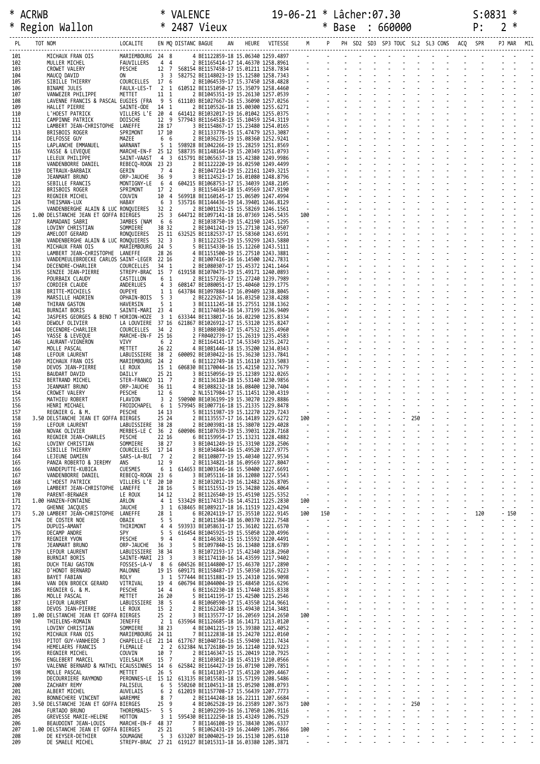\* ACRWB \* VALENCE 19-06-21 \* Lâcher:07.30 S:0831 \*
\* Region Wallon \* 2487 Vieux \* Base : 660000 P: 2 \*

| PL | TOT NOM | LOCALITE | EN | MQ | DISTANC | BAGUE | AN | HEURE | VITESSE | M | P | PH | SD2 | SD3 | SP3 | TOUC | SL2 | SL3 | CONS | ACQ | SPR | PJ | MAR | MIL |
|---|---|---|---|---|---|---|---|---|---|---|---|---|---|---|---|---|---|---|---|---|---|---|---|---|
| 101 | MICHAUX FRAN OIS | MARIEMBOURG | 24 | 8 | | 4 BE1122859-18 | | 15.06340 | 1259.4897 | - | - | - | - | - | - | - | - | - | - | - | - | - | - | - |
| 102 | MULLER MICHEL | FAUVILLERS | 4 | 4 | | 2 BE1165414-17 | | 14.46370 | 1258.8961 | - | - | - | - | - | - | - | - | - | - | - | - | - | - | - |
| 103 | CROWET VALERY | PESCHE | 12 | 7 | 568154 | BE1157458-17 | | 15.01211 | 1258.7834 | - | - | - | - | - | - | - | - | - | - | - | - | - | - | - |
| 104 | MAUCQ DAVID | ON | 3 | 3 | 582752 | BE1148023-19 | | 15.12580 | 1258.7343 | - | - | - | - | - | - | - | - | - | - | - | - | - | - | - |
| 105 | SIBILLE THIERRY | COURCELLES | 17 | 6 | | 2 BE1064539-17 | | 15.37450 | 1258.4828 | - | - | - | - | - | - | - | - | - | - | - | - | - | - | - |
| 106 | BINAME JULES | FAULX-LES-T | 2 | 1 | 610512 | BE1151050-17 | | 15.35079 | 1258.4460 | - | - | - | - | - | - | - | - | - | - | - | - | - | - | - |
| 107 | VANWEZER PHILIPPE | METTET | 11 | 1 | | 2 BE1045351-19 | | 15.26130 | 1257.0539 | - | - | - | - | - | - | - | - | - | - | - | - | - | - | - |
| 108 | LAVENNE FRANCIS & PASCAL EUGIES (FRA | | 9 | 5 | 611103 | BE1027667-16 | | 15.36090 | 1257.0256 | - | - | - | - | - | - | - | - | - | - | - | - | - | - | - |
| 109 | HALLET PIERRE | SAINTE-ODE | 14 | 1 | | 2 BE1105526-18 | | 15.00300 | 1255.6271 | - | - | - | - | - | - | - | - | - | - | - | - | - | - | - |
| 110 | L'HOEST PATRICK | VILLERS L'E | 20 | 4 | 641412 | BE1032017-19 | | 16.01042 | 1255.0375 | - | - | - | - | - | - | - | - | - | - | - | - | - | - | - |
| 111 | CAMPINNE PATRICK | DOISCHE | 12 | 9 | 577943 | BE1164518-15 | | 15.10459 | 1254.3119 | - | - | - | - | - | - | - | - | - | - | - | - | - | - | - |
| 112 | LAMBERT JEAN-CHRISTOPHE | LANEFFE | 28 | 17 | | 3 BE1154867-17 | | 15.23480 | 1254.0165 | - | - | - | - | - | - | - | - | - | - | - | - | - | - | - |
| 113 | BRISBOIS ROGER | SPRIMONT | 17 | 10 | | 2 BE1133778-15 | | 15.47479 | 1253.3087 | - | - | - | - | - | - | - | - | - | - | - | - | - | - | - |
| 114 | DELFOSSE GUY | MAZEE | 6 | 6 | | 2 BE1036235-19 | | 15.08360 | 1252.9241 | - | - | - | - | - | - | - | - | - | - | - | - | - | - | - |
| 115 | LAPLANCHE EMMANUEL | WARNANT | 5 | 1 | 598928 | BE1042266-19 | | 15.28259 | 1251.8569 | - | - | - | - | - | - | - | - | - | - | - | - | - | - | - |
| 116 | YASSE & LEVEQUE | MARCHE-EN-F | 25 | 12 | 588735 | BE1148164-19 | | 15.20349 | 1251.0793 | - | - | - | - | - | - | - | - | - | - | - | - | - | - | - |
| 117 | LELEUX PHILIPPE | SAINT-VAAST | 4 | 3 | 615791 | BE1065637-18 | | 15.42380 | 1249.9986 | - | - | - | - | - | - | - | - | - | - | - | - | - | - | - |
| 118 | VANDENBORRE DANIEL | REBECQ-ROGN | 23 | 23 | | 2 BE1122220-19 | | 16.02590 | 1249.4499 | - | - | - | - | - | - | - | - | - | - | - | - | - | - | - |
| 119 | DETRAUX-BARBAIX | GERIN | 7 | 4 | | 2 BE1047214-19 | | 15.22161 | 1249.3215 | - | - | - | - | - | - | - | - | - | - | - | - | - | - | - |
| 120 | JEANMART BRUNO | ORP-JAUCHE | 36 | 9 | | 3 BE1124523-17 | | 16.01080 | 1248.8796 | - | - | - | - | - | - | - | - | - | - | - | - | - | - | - |
| 121 | SEBILLE FRANCIS | MONTIGNY-LE | 6 | 4 | 604215 | BE1068753-17 | | 15.34039 | 1248.2105 | - | - | - | - | - | - | - | - | - | - | - | - | - | - | - |
| 122 | BRISBOIS ROGER | SPRIMONT | 17 | 2 | | 3 BE1154634-18 | | 15.49569 | 1247.9190 | - | - | - | - | - | - | - | - | - | - | - | - | - | - | - |
| 123 | REGNIER MICHEL | COUVIN | 10 | 4 | 569918 | BE1160145-17 | | 15.06509 | 1247.4994 | - | - | - | - | - | - | - | - | - | - | - | - | - | - | - |
| 124 | THEISMAN-LUX | HABAY | 6 | 3 | 535716 | BE1144436-19 | | 14.39401 | 1246.8129 | - | - | - | - | - | - | - | - | - | - | - | - | - | - | - |
| 125 | VANDENBERGHE ALAIN & LUC | RONQUIERES | 32 | 2 | | 2 BE1001152-15 | | 15.58269 | 1246.1561 | - | - | - | - | - | - | - | - | - | - | - | - | - | - | - |
| 126 | 1.00 DELSTANCHE JEAN ET GOFFA | BIERGES | 25 | 3 | 644712 | BE1097141-18 | | 16.07369 | 1245.5435 | 100 | - | - | - | - | - | - | - | - | - | - | - | - | - | - |
| 127 | RAMADANI SABRI | JAMBES (NAM | 6 | 6 | | 2 BE1038750-19 | | 15.42190 | 1245.1295 | - | - | - | - | - | - | - | - | - | - | - | - | - | - | - |
| 128 | LOVINY CHRISTIAN | SOMMIERE | 38 | 32 | | 2 BE1041241-19 | | 15.27130 | 1243.9507 | - | - | - | - | - | - | - | - | - | - | - | - | - | - | - |
| 129 | AMELOOT GERARD | RONQUIERES | 25 | 11 | 632525 | BE1182537-17 | | 15.58360 | 1243.6591 | - | - | - | - | - | - | - | - | - | - | - | - | - | - | - |
| 130 | VANDENBERGHE ALAIN & LUC | RONQUIERES | 32 | 3 | | 3 BE1122325-19 | | 15.59299 | 1243.5880 | - | - | - | - | - | - | - | - | - | - | - | - | - | - | - |
| 131 | MICHAUX FRAN OIS | MARIEMBOURG | 24 | 5 | | 5 BE1154330-16 | | 15.12260 | 1243.5111 | - | - | - | - | - | - | - | - | - | - | - | - | - | - | - |
| 132 | LAMBERT JEAN-CHRISTOPHE | LANEFFE | 28 | 26 | | 4 BE1151500-19 | | 15.27510 | 1243.3881 | - | - | - | - | - | - | - | - | - | - | - | - | - | - | - |
| 133 | VANDEMEULEBROECKE CARLOS | SAINT-LEGER | 22 | 16 | | 2 BE1007416-16 | | 16.14500 | 1242.7831 | - | - | - | - | - | - | - | - | - | - | - | - | - | - | - |
| 134 | DECENDRE-CHARLIER | COURCELLES | 34 | 1 | | 2 BE1080307-17 | | 15.45372 | 1241.1464 | - | - | - | - | - | - | - | - | - | - | - | - | - | - | - |
| 135 | SENZEE JEAN-PIERRE | STREPY-BRAC | 15 | 7 | 619158 | BE1070473-19 | | 15.49171 | 1240.0893 | - | - | - | - | - | - | - | - | - | - | - | - | - | - | - |
| 136 | POURBAIX CLAUDY | CASTILLON | 6 | 1 | | 2 BE1157236-17 | | 15.27240 | 1239.7989 | - | - | - | - | - | - | - | - | - | - | - | - | - | - | - |
| 137 | CORDIER CLAUDE | ANDERLUES | 4 | 3 | 608147 | BE1080051-17 | | 15.40460 | 1239.1775 | - | - | - | - | - | - | - | - | - | - | - | - | - | - | - |
| 138 | BRITTE-MICHIELS | OUPEYE | 1 | 1 | 643784 | BE1097884-17 | | 16.09409 | 1238.8045 | - | - | - | - | - | - | - | - | - | - | - | - | - | - | - |
| 139 | MARSILLE HADRIEN | OPHAIN-BOIS | 5 | 3 | | 2 BE2229267-14 | | 16.03250 | 1238.4288 | - | - | - | - | - | - | - | - | - | - | - | - | - | - | - |
| 140 | THIRAN GASTON | HAVERSIN | 5 | 1 | | 3 BE1111245-18 | | 15.27551 | 1238.1362 | - | - | - | - | - | - | - | - | - | - | - | - | - | - | - |
| 141 | BURNIAT BORIS | SAINTE-MARI | 23 | 4 | | 2 BE1174034-16 | | 14.37199 | 1236.9409 | - | - | - | - | - | - | - | - | - | - | - | - | - | - | - |
| 142 | JASPERS GEORGES & BENO T | HORION-HOZE | 3 | 1 | 633344 | BE1138017-16 | | 16.02290 | 1235.8334 | - | - | - | - | - | - | - | - | - | - | - | - | - | - | - |
| 143 | DEWOLF OLIVIER | LA LOUVIERE | 37 | 16 | 621867 | BE1026912-17 | | 15.53120 | 1235.8247 | - | - | - | - | - | - | - | - | - | - | - | - | - | - | - |
| 144 | DECENDRE-CHARLIER | COURCELLES | 34 | 2 | | 3 BE1080308-17 | | 15.47532 | 1235.4960 | - | - | - | - | - | - | - | - | - | - | - | - | - | - | - |
| 145 | YASSE & LEVEQUE | MARCHE-EN-F | 25 | 16 | | 2 FR0402739-17 | | 15.26319 | 1235.4583 | - | - | - | - | - | - | - | - | - | - | - | - | - | - | - |
| 146 | LAURANT-VIGNERON | VIVY | 6 | 2 | | 2 BE1164141-17 | | 14.53349 | 1235.2472 | - | - | - | - | - | - | - | - | - | - | - | - | - | - | - |
| 147 | MOLLE PASCAL | METTET | 26 | 22 | | 4 BE1081446-18 | | 15.35200 | 1234.0343 | - | - | - | - | - | - | - | - | - | - | - | - | - | - | - |
| 148 | LEFOUR LAURENT | LABUISSIERE | 38 | 2 | 600092 | BE1030422-16 | | 15.36230 | 1233.7841 | - | - | - | - | - | - | - | - | - | - | - | - | - | - | - |
| 149 | MICHAUX FRAN OIS | MARIEMBOURG | 24 | 2 | | 6 BE1122749-18 | | 15.16110 | 1233.5083 | - | - | - | - | - | - | - | - | - | - | - | - | - | - | - |
| 150 | DEVOS JEAN-PIERRE | LE ROUX | 15 | 1 | 606830 | BE1170044-16 | | 15.42150 | 1232.7679 | - | - | - | - | - | - | - | - | - | - | - | - | - | - | - |
| 151 | BAUDART DAVID | DAILLY | 25 | 21 | | 3 BE1150956-19 | | 15.12389 | 1232.0265 | - | - | - | - | - | - | - | - | - | - | - | - | - | - | - |
| 152 | BERTRAND MICHEL | STER-FRANCO | 11 | 7 | | 2 BE1136110-18 | | 15.53140 | 1230.9856 | - | - | - | - | - | - | - | - | - | - | - | - | - | - | - |
| 153 | JEANMART BRUNO | ORP-JAUCHE | 36 | 11 | | 4 BE1088232-18 | | 16.08400 | 1230.7404 | - | - | - | - | - | - | - | - | - | - | - | - | - | - | - |
| 154 | CROWET VALERY | PESCHE | 12 | 6 | | 2 NL1517984-17 | | 15.11451 | 1230.4319 | - | - | - | - | - | - | - | - | - | - | - | - | - | - | - |
| 155 | MATHIEU ROBERT | FLAVION | 3 | 2 | 590900 | BE1036199-19 | | 15.30270 | 1229.8886 | - | - | - | - | - | - | - | - | - | - | - | - | - | - | - |
| 156 | HENRI MICHAEL | FROIDCHAPEL | 6 | 1 | 579945 | BE1007716-18 | | 15.21335 | 1229.8478 | - | - | - | - | - | - | - | - | - | - | - | - | - | - | - |
| 157 | REGNIER G. & M. | PESCHE | 14 | 13 | | 5 BE1151987-19 | | 15.12270 | 1229.7243 | - | - | - | - | - | - | - | - | - | - | - | - | - | - | - |
| 158 | 3.50 DELSTANCHE JEAN ET GOFFA | BIERGES | 25 | 24 | | 2 BE1135557-17 | | 16.14189 | 1229.6272 | 100 | - | - | - | - | - | 250 | - | - | - | - | - | - | - | - |
| 159 | LEFOUR LAURENT | LABUISSIERE | 38 | 28 | | 2 BE1003981-18 | | 15.38070 | 1229.4028 | - | - | - | - | - | - | - | - | - | - | - | - | - | - | - |
| 160 | NOVAK OLIVIER | MERBES-LE C | 36 | 2 | 600906 | BE1107639-19 | | 15.39031 | 1228.7168 | - | - | - | - | - | - | - | - | - | - | - | - | - | - | - |
| 161 | REGNIER JEAN-CHARLES | PESCHE | 22 | 16 | | 6 BE1159954-17 | | 15.13231 | 1228.4882 | - | - | - | - | - | - | - | - | - | - | - | - | - | - | - |
| 162 | LOVINY CHRISTIAN | SOMMIERE | 38 | 27 | | 3 BE1041249-19 | | 15.33190 | 1228.2506 | - | - | - | - | - | - | - | - | - | - | - | - | - | - | - |
| 163 | SIBILLE THIERRY | COURCELLES | 17 | 14 | | 3 BE1034844-16 | | 15.49520 | 1227.9775 | - | - | - | - | - | - | - | - | - | - | - | - | - | - | - |
| 164 | LEJEUNE DAMIEN | SARS-LA-BUI | 7 | 2 | | 2 BE1108077-19 | | 15.40340 | 1227.9534 | - | - | - | - | - | - | - | - | - | - | - | - | - | - | - |
| 165 | PANZA ROBERTO & JEREMY | ANS | 12 | 9 | | 2 BE1134821-18 | | 16.09569 | 1227.8047 | - | - | - | - | - | - | - | - | - | - | - | - | - | - | - |
| 166 | VANDEPUTTE-KUBICA | CUESMES | 6 | 1 | 614653 | BE1003146-16 | | 15.50400 | 1227.6691 | - | - | - | - | - | - | - | - | - | - | - | - | - | - | - |
| 167 | VANDENBORRE DANIEL | REBECQ-ROGN | 23 | 6 | | 3 BE1055116-18 | | 16.12080 | 1227.5543 | - | - | - | - | - | - | - | - | - | - | - | - | - | - | - |
| 168 | L'HOEST PATRICK | VILLERS L'E | 20 | 10 | | 2 BE1032012-19 | | 16.12482 | 1226.8705 | - | - | - | - | - | - | - | - | - | - | - | - | - | - | - |
| 169 | LAMBERT JEAN-CHRISTOPHE | LANEFFE | 28 | 16 | | 5 BE1151551-19 | | 15.34280 | 1226.4064 | - | - | - | - | - | - | - | - | - | - | - | - | - | - | - |
| 170 | PARENT-BERWAER | LE ROUX | 14 | 12 | | 2 BE1126540-19 | | 15.45190 | 1225.5352 | - | - | - | - | - | - | - | - | - | - | - | - | - | - | - |
| 171 | 1.00 HANZEN-FONTAINE | ARLON | 4 | 1 | 533429 | BE1174317-16 | | 14.45211 | 1225.2830 | 100 | - | - | - | - | - | - | - | - | - | - | - | - | - | - |
| 172 | GHENNE JACQUES | JAUCHE | 3 | 1 | 638465 | BE1089217-18 | | 16.11519 | 1223.4294 | - | - | - | - | - | - | - | - | - | - | - | - | - | - | - |
| 173 | 5.20 LAMBERT JEAN-CHRISTOPHE | LANEFFE | 28 | 1 | | 6 BE2024119-17 | | 15.35510 | 1222.9145 | 100 | 150 | - | - | - | - | - | - | - | - | - | 120 | - | 150 | - |
| 174 | DE COSTER NOE | OBAIX | 5 | 5 | | 2 BE1011584-18 | | 16.00370 | 1222.7548 | - | - | - | - | - | - | - | - | - | - | - | - | - | - | - |
| 175 | DUPUIS-AMANT | THIRIMONT | 4 | 4 | 593933 | BE1058631-17 | | 15.36102 | 1221.6570 | - | - | - | - | - | - | - | - | - | - | - | - | - | - | - |
| 176 | DECAMP ANDRE | SPY | 5 | 5 | 616454 | BE1045925-19 | | 15.55050 | 1220.4996 | - | - | - | - | - | - | - | - | - | - | - | - | - | - | - |
| 177 | REGNIER YVON | PESCHE | 9 | 4 | | 4 BE1146361-15 | | 15.15592 | 1220.4491 | - | - | - | - | - | - | - | - | - | - | - | - | - | - | - |
| 178 | JEANMART BRUNO | ORP-JAUCHE | 36 | 3 | | 5 BE1097840-15 | | 16.13480 | 1218.6789 | - | - | - | - | - | - | - | - | - | - | - | - | - | - | - |
| 179 | LEFOUR LAURENT | LABUISSIERE | 38 | 34 | | 3 BE1072193-17 | | 15.42340 | 1218.2960 | - | - | - | - | - | - | - | - | - | - | - | - | - | - | - |
| 180 | BURNIAT BORIS | SAINTE-MARI | 23 | 3 | | 3 BE1174110-16 | | 14.43599 | 1217.9402 | - | - | - | - | - | - | - | - | - | - | - | - | - | - | - |
| 181 | DUCH TEAU GASTON | FOSSES-LA-V | 8 | 6 | 604526 | BE1144800-17 | | 15.46370 | 1217.2890 | - | - | - | - | - | - | - | - | - | - | - | - | - | - | - |
| 182 | D'HONDT BERNARD | MALONNE | 19 | 15 | 609171 | BE1158487-17 | | 15.50350 | 1216.9223 | - | - | - | - | - | - | - | - | - | - | - | - | - | - | - |
| 183 | BAYET FABIAN | BOLY | 3 | 1 | 577444 | BE1151881-19 | | 15.24310 | 1216.9098 | - | - | - | - | - | - | - | - | - | - | - | - | - | - | - |
| 184 | VAN DEN BROECK GERARD | VITRIVAL | 19 | 4 | 606794 | BE1044004-19 | | 15.48450 | 1216.6296 | - | - | - | - | - | - | - | - | - | - | - | - | - | - | - |
| 185 | REGNIER G. & M. | PESCHE | 14 | 4 | | 6 BE1162230-18 | | 15.17440 | 1215.8338 | - | - | - | - | - | - | - | - | - | - | - | - | - | - | - |
| 186 | MOLLE PASCAL | METTET | 26 | 20 | | 5 BE1141195-17 | | 15.42500 | 1215.2546 | - | - | - | - | - | - | - | - | - | - | - | - | - | - | - |
| 187 | LEFOUR LAURENT | LABUISSIERE | 38 | 5 | | 4 BE1060590-17 | | 15.43550 | 1214.9661 | - | - | - | - | - | - | - | - | - | - | - | - | - | - | - |
| 188 | DEVOS JEAN-PIERRE | LE ROUX | 15 | 2 | | 2 BE1162248-18 | | 15.49430 | 1214.3481 | - | - | - | - | - | - | - | - | - | - | - | - | - | - | - |
| 189 | 1.00 DELSTANCHE JEAN ET GOFFA | BIERGES | 25 | 2 | | 3 BE1135577-17 | | 16.20569 | 1214.2650 | 100 | - | - | - | - | - | - | - | - | - | - | - | - | - | - |
| 190 | THIELENS-ROMAIN | JENEFFE | 2 | 1 | 635964 | BE1126685-18 | | 16.14171 | 1213.0120 | - | - | - | - | - | - | - | - | - | - | - | - | - | - | - |
| 191 | LOVINY CHRISTIAN | SOMMIERE | 38 | 23 | | 4 BE1041215-19 | | 15.39380 | 1212.4052 | - | - | - | - | - | - | - | - | - | - | - | - | - | - | - |
| 192 | MICHAUX FRAN OIS | MARIEMBOURG | 24 | 11 | | 7 BE1122838-18 | | 15.24270 | 1212.0160 | - | - | - | - | - | - | - | - | - | - | - | - | - | - | - |
| 193 | PITOT GUY-VANHEEDE J | CHAPELLE-LE | 21 | 14 | 617767 | BE1040716-16 | | 15.59490 | 1211.7434 | - | - | - | - | - | - | - | - | - | - | - | - | - | - | - |
| 194 | HEMELAERS FRANCIS | FLEMALLE | 2 | 2 | 632384 | NL1726180-19 | | 16.12140 | 1210.9223 | - | - | - | - | - | - | - | - | - | - | - | - | - | - | - |
| 195 | REGNIER MICHEL | COUVIN | 10 | 7 | | 2 BE1146347-15 | | 15.20419 | 1210.7925 | - | - | - | - | - | - | - | - | - | - | - | - | - | - | - |
| 196 | ENGLEBERT MARCEL | VIELSALM | 15 | 7 | | 2 BE1103012-18 | | 15.45119 | 1210.0566 | - | - | - | - | - | - | - | - | - | - | - | - | - | - | - |
| 197 | VALENNE BERNARD & MATHIL | ECAUSSINNES | 14 | 6 | 625842 | BE1164427-19 | | 16.07190 | 1209.7851 | - | - | - | - | - | - | - | - | - | - | - | - | - | - | - |
| 198 | MOLLE PASCAL | METTET | 26 | 5 | | 6 BE1141103-17 | | 15.45120 | 1209.4467 | - | - | - | - | - | - | - | - | - | - | - | - | - | - | - |
| 199 | DECOURRIERE RAYMOND | PERONNES-LE | 15 | 12 | 613135 | BE1015581-18 | | 15.57199 | 1208.5486 | - | - | - | - | - | - | - | - | - | - | - | - | - | - | - |
| 200 | ZACHARY REMY | PALISEUL | 6 | 5 | 550260 | BE1104513-18 | | 15.05290 | 1208.0793 | - | - | - | - | - | - | - | - | - | - | - | - | - | - | - |
| 201 | ALBERT MICHEL | AUVELAIS | 6 | 2 | 612019 | BE1157708-17 | | 15.56439 | 1207.7773 | - | - | - | - | - | - | - | - | - | - | - | - | - | - | - |
| 202 | BONNECHERE VINCENT | WAREMME | 8 | 7 | | 2 BE1144248-18 | | 16.22111 | 1207.6684 | - | - | - | - | - | - | - | - | - | - | - | - | - | - | - |
| 203 | 3.50 DELSTANCHE JEAN ET GOFFA | BIERGES | 25 | 9 | | 4 BE1062528-19 | | 16.23589 | 1207.3673 | 100 | - | - | - | - | - | 250 | - | - | - | - | - | - | - | - |
| 204 | FURTADO BRUNO | THOREMBAIS- | 5 | 5 | | 2 BE1092299-16 | | 16.17050 | 1206.9116 | - | - | - | - | - | - | - | - | - | - | - | - | - | - | - |
| 205 | GREVESSE MARIE-HELENE | HOTTON | 3 | 1 | 595430 | BE1122250-18 | | 15.43249 | 1206.7529 | - | - | - | - | - | - | - | - | - | - | - | - | - | - | - |
| 206 | BEAUDOINT JEAN-LOUIS | MARCHE-EN-F | 48 | 37 | | 7 BE1146108-19 | | 15.38430 | 1206.6337 | - | - | - | - | - | - | - | - | - | - | - | - | - | - | - |
| 207 | 1.00 DELSTANCHE JEAN ET GOFFA | BIERGES | 25 | 21 | | 5 BE1062431-19 | | 16.24409 | 1205.7866 | 100 | - | - | - | - | - | - | - | - | - | - | - | - | - | - |
| 208 | DE KEYSER-DETHIER | SOUMAGNE | 5 | 3 | 633207 | BE1004025-19 | | 16.15130 | 1205.6110 | - | - | - | - | - | - | - | - | - | - | - | - | - | - | - |
| 209 | DE SMAELE MICHEL | STREPY-BRAC | 27 | 21 | 619127 | BE1015313-18 | | 16.03380 | 1205.3871 | - | - | - | - | - | - | - | - | - | - | - | - | - | - | - |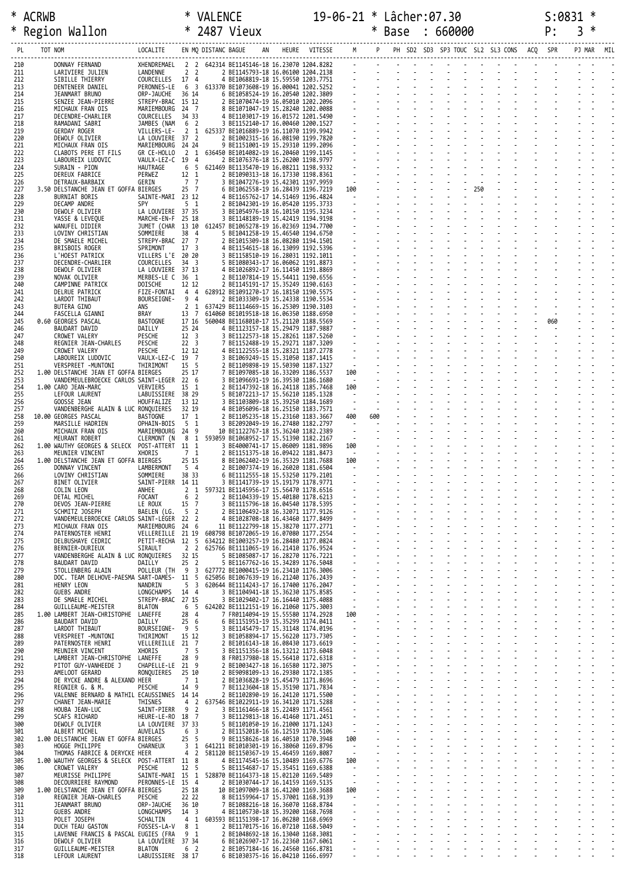\* ACRWB \* VALENCE 19-06-21 \* Lâcher:07.30 S:0831 \*
\* Region Wallon \* 2487 Vieux \* Base : 660000 P: 3 \*

| PL | TOT NOM | LOCALITE | EN | MQ | DISTANC | BAGUE | AN | HEURE | VITESSE | M | P | PH | SD2 | SD3 | SP3 | TOUC | SL2 | SL3 | CONS | ACQ | SPR | PJ | MAR | MIL |
|---|---|---|---|---|---|---|---|---|---|---|---|---|---|---|---|---|---|---|---|---|---|---|---|---|
| 210 | DONNAY FERNAND | XHENDREMAEL | 2 | 2 | 642314 | BE1145146-18 | | 16.23070 | 1204.8282 | - | - | - | - | - | - | - | - | - | - | - | - | - | - | - |
| 211 | LARIVIERE JULIEN | LANDENNE | 2 | 2 | | 2 BE1145793-18 | | 16.06100 | 1204.2138 | - | - | - | - | - | - | - | - | - | - | - | - | - | - | - |
| 212 | SIBILLE THIERRY | COURCELLES | 17 | 4 | | 4 BE1068819-18 | | 15.59550 | 1203.7751 | - | - | - | - | - | - | - | - | - | - | - | - | - | - | - |
| 213 | DENTENEER DANIEL | PERONNES-LE | 6 | 3 | 613370 | BE1073608-19 | | 16.00041 | 1202.5252 | - | - | - | - | - | - | - | - | - | - | - | - | - | - | - |
| 214 | JEANMART BRUNO | ORP-JAUCHE | 36 | 14 | | 6 BE1058524-19 | | 16.20540 | 1202.3809 | - | - | - | - | - | - | - | - | - | - | - | - | - | - | - |
| 215 | SENZEE JEAN-PIERRE | STREPY-BRAC | 15 | 12 | | 2 BE1070474-19 | | 16.05010 | 1202.2096 | - | - | - | - | - | - | - | - | - | - | - | - | - | - | - |
| 216 | MICHAUX FRAN OIS | MARIEMBOURG | 24 | 7 | | 8 BE1071047-19 | | 15.28240 | 1202.0088 | - | - | - | - | - | - | - | - | - | - | - | - | - | - | - |
| 217 | DECENDRE-CHARLIER | COURCELLES | 34 | 33 | | 4 BE1103017-19 | | 16.01572 | 1201.5490 | - | - | - | - | - | - | - | - | - | - | - | - | - | - | - |
| 218 | RAMADANI SABRI | JAMBES (NAM | 6 | 2 | | 3 BE1152140-17 | | 16.00460 | 1200.1527 | - | - | - | - | - | - | - | - | - | - | - | - | - | - | - |
| 219 | GERDAY ROGER | VILLERS-LE- | 2 | 1 | 625337 | BE1016889-19 | | 16.11070 | 1199.9942 | - | - | - | - | - | - | - | - | - | - | - | - | - | - | - |
| 220 | DEWOLF OLIVIER | LA LOUVIERE | 37 | 2 | | 2 BE1002315-16 | | 16.08190 | 1199.7820 | - | - | - | - | - | - | - | - | - | - | - | - | - | - | - |
| 221 | MICHAUX FRAN OIS | MARIEMBOURG | 24 | 24 | | 9 BE1151001-19 | | 15.29310 | 1199.2096 | - | - | - | - | - | - | - | - | - | - | - | - | - | - | - |
| 222 | CLABOTS PERE ET FILS | GR CE-HOLLO | 2 | 1 | 636450 | BE1014082-19 | | 16.20460 | 1199.1145 | - | - | - | - | - | - | - | - | - | - | - | - | - | - | - |
| 223 | LABOUREIX LUDOVIC | VAULX-LEZ-C | 19 | 4 | | 2 BE1076376-18 | | 15.26200 | 1198.9797 | - | - | - | - | - | - | - | - | - | - | - | - | - | - | - |
| 224 | SURAIN - PION | HAUTRAGE | 6 | 5 | 621469 | BE1135470-19 | | 16.08211 | 1198.9332 | - | - | - | - | - | - | - | - | - | - | - | - | - | - | - |
| 225 | DEREUX FABRICE | PERWEZ | 12 | 1 | | 2 BE1090313-18 | | 16.17330 | 1198.8361 | - | - | - | - | - | - | - | - | - | - | - | - | - | - | - |
| 226 | DETRAUX-BARBAIX | GERIN | 7 | 7 | | 3 BE1047276-19 | | 15.42301 | 1197.9959 | - | - | - | - | - | - | - | - | - | - | - | - | - | - | - |
| 227 | 3.50 DELSTANCHE JEAN ET GOFFA | BIERGES | 25 | 7 | | 6 BE1062558-19 | | 16.28439 | 1196.7219 | 100 | - | - | - | - | - | 250 | - | - | - | - | - | - | - | - |
| 228 | BURNIAT BORIS | SAINTE-MARI | 23 | 12 | | 4 BE1165762-17 | | 14.51469 | 1196.4824 | - | - | - | - | - | - | - | - | - | - | - | - | - | - | - |
| 229 | DECAMP ANDRE | SPY | 5 | 1 | | 2 BE1042301-19 | | 16.05420 | 1195.3733 | - | - | - | - | - | - | - | - | - | - | - | - | - | - | - |
| 230 | DEWOLF OLIVIER | LA LOUVIERE | 37 | 35 | | 3 BE1054976-18 | | 16.10150 | 1195.3234 | - | - | - | - | - | - | - | - | - | - | - | - | - | - | - |
| 231 | YASSE & LEVEQUE | MARCHE-EN-F | 25 | 18 | | 3 BE1148189-19 | | 15.42419 | 1194.9198 | - | - | - | - | - | - | - | - | - | - | - | - | - | - | - |
| 232 | WANUFEL DIDIER | JUMET (CHAR | 13 | 10 | 612457 | BE1065278-19 | | 16.02369 | 1194.7700 | - | - | - | - | - | - | - | - | - | - | - | - | - | - | - |
| 233 | LOVINY CHRISTIAN | SOMMIERE | 38 | 4 | | 5 BE1041258-19 | | 15.46540 | 1194.6750 | - | - | - | - | - | - | - | - | - | - | - | - | - | - | - |
| 234 | DE SMAELE MICHEL | STREPY-BRAC | 27 | 7 | | 2 BE1015309-18 | | 16.08280 | 1194.1501 | - | - | - | - | - | - | - | - | - | - | - | - | - | - | - |
| 235 | BRISBOIS ROGER | SPRIMONT | 17 | 3 | | 4 BE1154615-18 | | 16.13099 | 1192.5396 | - | - | - | - | - | - | - | - | - | - | - | - | - | - | - |
| 236 | L'HOEST PATRICK | VILLERS L'E | 20 | 20 | | 3 BE1158510-19 | | 16.28031 | 1192.1011 | - | - | - | - | - | - | - | - | - | - | - | - | - | - | - |
| 237 | DECENDRE-CHARLIER | COURCELLES | 34 | 3 | | 5 BE1080343-17 | | 16.06062 | 1191.8873 | - | - | - | - | - | - | - | - | - | - | - | - | - | - | - |
| 238 | DEWOLF OLIVIER | LA LOUVIERE | 37 | 13 | | 4 BE1026892-17 | | 16.11450 | 1191.8869 | - | - | - | - | - | - | - | - | - | - | - | - | - | - | - |
| 239 | NOVAK OLIVIER | MERBES-LE C | 36 | 1 | | 2 BE1107814-19 | | 15.54411 | 1190.6556 | - | - | - | - | - | - | - | - | - | - | - | - | - | - | - |
| 240 | CAMPINNE PATRICK | DOISCHE | 12 | 12 | | 2 BE1145191-17 | | 15.35249 | 1190.6163 | - | - | - | - | - | - | - | - | - | - | - | - | - | - | - |
| 241 | DELRUE PATRICK | FIZE-FONTAI | 4 | 4 | 628912 | BE1091270-17 | | 16.18150 | 1190.5575 | - | - | - | - | - | - | - | - | - | - | - | - | - | - | - |
| 242 | LARDOT THIBAUT | BOURSEIGNE- | 9 | 4 | | 2 BE1033309-19 | | 15.24338 | 1190.5534 | - | - | - | - | - | - | - | - | - | - | - | - | - | - | - |
| 243 | BUTERA GINO | ANS | 2 | 1 | 637429 | BE1114669-15 | | 16.25309 | 1190.3103 | - | - | - | - | - | - | - | - | - | - | - | - | - | - | - |
| 244 | FASCELLA GIANNI | BRAY | 13 | 7 | 614060 | BE1019518-18 | | 16.06350 | 1188.6950 | - | - | - | - | - | - | - | - | - | - | - | - | - | - | - |
| 245 | 0.60 GEORGES PASCAL | BASTOGNE | 17 | 16 | 560048 | BE1168010-17 | | 15.21120 | 1188.5569 | - | - | - | - | - | - | - | - | - | - | - | 060 | - | - | - |
| 246 | BAUDART DAVID | DAILLY | 25 | 24 | | 4 BE1123157-18 | | 15.29479 | 1187.9887 | - | - | - | - | - | - | - | - | - | - | - | - | - | - | - |
| 247 | CROWET VALERY | PESCHE | 12 | 3 | | 3 BE1122573-18 | | 15.28261 | 1187.5260 | - | - | - | - | - | - | - | - | - | - | - | - | - | - | - |
| 248 | REGNIER JEAN-CHARLES | PESCHE | 22 | 3 | | 7 BE1152488-19 | | 15.29271 | 1187.3209 | - | - | - | - | - | - | - | - | - | - | - | - | - | - | - |
| 249 | CROWET VALERY | PESCHE | 12 | 12 | | 4 BE1122555-18 | | 15.28321 | 1187.2778 | - | - | - | - | - | - | - | - | - | - | - | - | - | - | - |
| 250 | LABOUREIX LUDOVIC | VAULX-LEZ-C | 19 | 7 | | 3 BE1069249-15 | | 15.31050 | 1187.1415 | - | - | - | - | - | - | - | - | - | - | - | - | - | - | - |
| 251 | VERSPREET -MUNTONI | THIRIMONT | 15 | 5 | | 2 BE1109898-19 | | 15.50390 | 1187.1327 | - | - | - | - | - | - | - | - | - | - | - | - | - | - | - |
| 252 | 1.00 DELSTANCHE JEAN ET GOFFA | BIERGES | 25 | 17 | | 7 BE1097085-18 | | 16.33209 | 1186.5537 | 100 | - | - | - | - | - | - | - | - | - | - | - | - | - | - |
| 253 | VANDEMEULEBROECKE CARLOS | SAINT-LEGER | 22 | 6 | | 3 BE1096691-19 | | 16.39530 | 1186.1680 | - | - | - | - | - | - | - | - | - | - | - | - | - | - | - |
| 254 | 1.00 CARO JEAN-MARC | VERVIERS | 15 | 1 | | 2 BE1147392-18 | | 16.24118 | 1185.7468 | 100 | - | - | - | - | - | - | - | - | - | - | - | - | - | - |
| 255 | LEFOUR LAURENT | LABUISSIERE | 38 | 29 | | 5 BE1072213-17 | | 15.56210 | 1185.1328 | - | - | - | - | - | - | - | - | - | - | - | - | - | - | - |
| 256 | GOOSSE JEAN | HOUFFALIZE | 13 | 12 | | 3 BE1103809-18 | | 15.39250 | 1184.1689 | - | - | - | - | - | - | - | - | - | - | - | - | - | - | - |
| 257 | VANDENBERGHE ALAIN & LUC | RONQUIERES | 32 | 19 | | 4 BE1056096-18 | | 16.25150 | 1183.7571 | - | - | - | - | - | - | - | - | - | - | - | - | - | - | - |
| 258 | 10.00 GEORGES PASCAL | BASTOGNE | 17 | 1 | | 2 BE1105235-18 | | 15.23160 | 1183.3667 | 400 | 600 | - | - | - | - | - | - | - | - | - | - | - | - | - |
| 259 | MARSILLE HADRIEN | OPHAIN-BOIS | 5 | 1 | | 3 BE2092049-19 | | 16.27480 | 1182.2797 | - | - | - | - | - | - | - | - | - | - | - | - | - | - | - |
| 260 | MICHAUX FRAN OIS | MARIEMBOURG | 24 | 9 | | 10 BE1122767-18 | | 15.36240 | 1182.2389 | - | - | - | - | - | - | - | - | - | - | - | - | - | - | - |
| 261 | MEURANT ROBERT | CLERMONT (N | 8 | 1 | 593059 | BE1068952-17 | | 15.51390 | 1182.2167 | - | - | - | - | - | - | - | - | - | - | - | - | - | - | - |
| 262 | 1.00 WAUTHY GEORGES & SELECK | POST-ATTERT | 11 | 1 | | 3 BE4000741-17 | | 15.06009 | 1181.9896 | 100 | - | - | - | - | - | - | - | - | - | - | - | - | - | - |
| 263 | MEUNIER VINCENT | XHORIS | 7 | 1 | | 2 BE1151375-18 | | 16.09422 | 1181.8473 | - | - | - | - | - | - | - | - | - | - | - | - | - | - | - |
| 264 | 1.00 DELSTANCHE JEAN ET GOFFA | BIERGES | 25 | 15 | | 8 BE1062402-19 | | 16.35329 | 1181.7688 | 100 | - | - | - | - | - | - | - | - | - | - | - | - | - | - |
| 265 | DONNAY VINCENT | LAMBERMONT | 5 | 4 | | 2 BE1007374-19 | | 16.26020 | 1181.6504 | - | - | - | - | - | - | - | - | - | - | - | - | - | - | - |
| 266 | LOVINY CHRISTIAN | SOMMIERE | 38 | 33 | | 6 BE1112555-18 | | 15.53250 | 1179.2101 | - | - | - | - | - | - | - | - | - | - | - | - | - | - | - |
| 267 | BINET OLIVIER | SAINT-PIERR | 14 | 11 | | 3 BE1141739-19 | | 15.19179 | 1178.9771 | - | - | - | - | - | - | - | - | - | - | - | - | - | - | - |
| 268 | COLIN LEON | ANHEE | 2 | 1 | 597321 | BE1145956-17 | | 15.56470 | 1178.6516 | - | - | - | - | - | - | - | - | - | - | - | - | - | - | - |
| 269 | DETAL MICHEL | FOCANT | 6 | 2 | | 2 BE1104339-19 | | 15.40180 | 1178.6213 | - | - | - | - | - | - | - | - | - | - | - | - | - | - | - |
| 270 | DEVOS JEAN-PIERRE | LE ROUX | 15 | 7 | | 3 BE1115796-18 | | 16.04540 | 1178.5395 | - | - | - | - | - | - | - | - | - | - | - | - | - | - | - |
| 271 | SCHMITZ JOSEPH | BAELEN (LG. | 5 | 2 | | 2 BE1106492-18 | | 16.32071 | 1177.9126 | - | - | - | - | - | - | - | - | - | - | - | - | - | - | - |
| 272 | VANDEMEULEBROECKE CARLOS | SAINT-LEGER | 22 | 2 | | 4 BE1028708-18 | | 16.43460 | 1177.8499 | - | - | - | - | - | - | - | - | - | - | - | - | - | - | - |
| 273 | MICHAUX FRAN OIS | MARIEMBOURG | 24 | 6 | | 11 BE1122799-18 | | 15.38270 | 1177.2771 | - | - | - | - | - | - | - | - | - | - | - | - | - | - | - |
| 274 | PATERNOSTER HENRI | VELLEREILLE | 21 | 19 | 608798 | BE1072065-19 | | 16.07080 | 1177.2554 | - | - | - | - | - | - | - | - | - | - | - | - | - | - | - |
| 275 | DELBUSHAYE CEDRIC | PETIT-RECHA | 12 | 5 | 634212 | BE1003257-19 | | 16.28480 | 1177.0824 | - | - | - | - | - | - | - | - | - | - | - | - | - | - | - |
| 276 | BERNIER-DURIEUX | SIRAULT | 2 | 2 | 625766 | BE1111065-19 | | 16.21410 | 1176.9524 | - | - | - | - | - | - | - | - | - | - | - | - | - | - | - |
| 277 | VANDENBERGHE ALAIN & LUC | RONQUIERES | 32 | 15 | | 5 BE1085087-17 | | 16.28270 | 1176.7221 | - | - | - | - | - | - | - | - | - | - | - | - | - | - | - |
| 278 | BAUDART DAVID | DAILLY | 25 | 2 | | 5 BE1167762-16 | | 15.34289 | 1176.5048 | - | - | - | - | - | - | - | - | - | - | - | - | - | - | - |
| 279 | STOLLENBERG ALAIN | POLLEUR (TH | 9 | 3 | 627772 | BE1000415-19 | | 16.23410 | 1176.3006 | - | - | - | - | - | - | - | - | - | - | - | - | - | - | - |
| 280 | DOC. TEAM DELHOVE-PAESMA | SART-DAMES- | 11 | 5 | 625056 | BE1067639-19 | | 16.21240 | 1176.2439 | - | - | - | - | - | - | - | - | - | - | - | - | - | - | - |
| 281 | HENRY LEON | NANDRIN | 5 | 3 | 620644 | BE1114243-17 | | 16.17400 | 1176.2047 | - | - | - | - | - | - | - | - | - | - | - | - | - | - | - |
| 282 | GUEBS ANDRE | LONGCHAMPS | 14 | 4 | | 3 BE1104941-18 | | 15.36230 | 1175.8585 | - | - | - | - | - | - | - | - | - | - | - | - | - | - | - |
| 283 | DE SMAELE MICHEL | STREPY-BRAC | 27 | 15 | | 3 BE1029402-17 | | 16.16440 | 1175.4088 | - | - | - | - | - | - | - | - | - | - | - | - | - | - | - |
| 284 | GUILLEAUME-MEISTER | BLATON | 6 | 5 | 624202 | BE1112151-19 | | 16.21060 | 1175.3003 | - | - | - | - | - | - | - | - | - | - | - | - | - | - | - |
| 285 | 1.00 LAMBERT JEAN-CHRISTOPHE | LANEFFE | 28 | 4 | | 7 FR0114094-19 | | 15.55580 | 1174.2928 | 100 | - | - | - | - | - | - | - | - | - | - | - | - | - | - |
| 286 | BAUDART DAVID | DAILLY | 25 | 6 | | 6 BE1151951-19 | | 15.35299 | 1174.0411 | - | - | - | - | - | - | - | - | - | - | - | - | - | - | - |
| 287 | LARDOT THIBAUT | BOURSEIGNE- | 9 | 5 | | 3 BE1145479-17 | | 15.31148 | 1174.0196 | - | - | - | - | - | - | - | - | - | - | - | - | - | - | - |
| 288 | VERSPREET -MUNTONI | THIRIMONT | 15 | 12 | | 3 BE1058894-17 | | 15.56220 | 1173.7305 | - | - | - | - | - | - | - | - | - | - | - | - | - | - | - |
| 289 | PATERNOSTER HENRI | VELLEREILLE | 21 | 7 | | 2 BE1016143-18 | | 16.08430 | 1173.6619 | - | - | - | - | - | - | - | - | - | - | - | - | - | - | - |
| 290 | MEUNIER VINCENT | XHORIS | 7 | 5 | | 3 BE1151356-18 | | 16.13212 | 1173.6048 | - | - | - | - | - | - | - | - | - | - | - | - | - | - | - |
| 291 | LAMBERT JEAN-CHRISTOPHE | LANEFFE | 28 | 9 | | 8 FR0137980-18 | | 15.56410 | 1172.6318 | - | - | - | - | - | - | - | - | - | - | - | - | - | - | - |
| 292 | PITOT GUY-VANHEEDE J | CHAPELLE-LE | 21 | 9 | | 2 BE1003427-18 | | 16.16580 | 1172.3075 | - | - | - | - | - | - | - | - | - | - | - | - | - | - | - |
| 293 | AMELOOT GERARD | RONQUIERES | 25 | 10 | | 2 BE9098109-13 | | 16.29380 | 1172.1385 | - | - | - | - | - | - | - | - | - | - | - | - | - | - | - |
| 294 | DE RYCKE ANDRE & ALEXAND | HEER | 7 | 1 | | 2 BE1036828-19 | | 15.45479 | 1171.8696 | - | - | - | - | - | - | - | - | - | - | - | - | - | - | - |
| 295 | REGNIER G. & M. | PESCHE | 14 | 9 | | 7 BE1123604-18 | | 15.35190 | 1171.7834 | - | - | - | - | - | - | - | - | - | - | - | - | - | - | - |
| 296 | VALENNE BERNARD & MATHIL | ECAUSSINNES | 14 | 14 | | 2 BE1102890-19 | | 16.24120 | 1171.5500 | - | - | - | - | - | - | - | - | - | - | - | - | - | - | - |
| 297 | CHANET JEAN-MARIE | THISNES | 4 | 2 | 637546 | BE1022911-19 | | 16.34120 | 1171.5288 | - | - | - | - | - | - | - | - | - | - | - | - | - | - | - |
| 298 | HOUBA JEAN-LUC | SAINT-PIERR | 9 | 2 | | 3 BE1161466-18 | | 15.22489 | 1171.4561 | - | - | - | - | - | - | - | - | - | - | - | - | - | - | - |
| 299 | SCAFS RICHARD | HEURE-LE-RO | 18 | 7 | | 3 BE1129813-18 | | 16.41460 | 1171.2451 | - | - | - | - | - | - | - | - | - | - | - | - | - | - | - |
| 300 | DEWOLF OLIVIER | LA LOUVIERE | 37 | 33 | | 5 BE1101050-19 | | 16.21000 | 1171.1243 | - | - | - | - | - | - | - | - | - | - | - | - | - | - | - |
| 301 | ALBERT MICHEL | AUVELAIS | 6 | 3 | | 2 BE1152018-16 | | 16.12519 | 1170.5106 | - | - | - | - | - | - | - | - | - | - | - | - | - | - | - |
| 302 | 1.00 DELSTANCHE JEAN ET GOFFA | BIERGES | 25 | 5 | | 9 BE1158626-18 | | 16.40510 | 1170.3948 | 100 | - | - | - | - | - | - | - | - | - | - | - | - | - | - |
| 303 | HOGGE PHILIPPE | CHARNEUX | 3 | 1 | 641211 | BE1010301-19 | | 16.38060 | 1169.8796 | - | - | - | - | - | - | - | - | - | - | - | - | - | - | - |
| 304 | THOMAS FABRICE & DERYCKE | HEER | 4 | 2 | 581120 | BE1150367-19 | | 15.46459 | 1169.8087 | - | - | - | - | - | - | - | - | - | - | - | - | - | - | - |
| 305 | 1.00 WAUTHY GEORGES & SELECK | POST-ATTERT | 11 | 8 | | 4 BE1174545-16 | | 15.10489 | 1169.6776 | 100 | - | - | - | - | - | - | - | - | - | - | - | - | - | - |
| 306 | CROWET VALERY | PESCHE | 12 | 5 | | 5 BE1154687-17 | | 15.35451 | 1169.6388 | - | - | - | - | - | - | - | - | - | - | - | - | - | - | - |
| 307 | MEURISSE PHILIPPE | SAINTE-MARI | 15 | 1 | 528870 | BE1164373-18 | | 15.02120 | 1169.5489 | - | - | - | - | - | - | - | - | - | - | - | - | - | - | - |
| 308 | DECOURRIERE RAYMOND | PERONNES-LE | 15 | 4 | | 2 BE1030744-17 | | 16.14159 | 1169.5135 | - | - | - | - | - | - | - | - | - | - | - | - | - | - | - |
| 309 | 1.00 DELSTANCHE JEAN ET GOFFA | BIERGES | 25 | 18 | | 10 BE1097009-18 | | 16.41200 | 1169.3688 | 100 | - | - | - | - | - | - | - | - | - | - | - | - | - | - |
| 310 | REGNIER JEAN-CHARLES | PESCHE | 22 | 22 | | 8 BE1159964-17 | | 15.37001 | 1168.9139 | - | - | - | - | - | - | - | - | - | - | - | - | - | - | - |
| 311 | JEANMART BRUNO | ORP-JAUCHE | 36 | 10 | | 7 BE1088216-18 | | 16.36070 | 1168.8784 | - | - | - | - | - | - | - | - | - | - | - | - | - | - | - |
| 312 | GUEBS ANDRE | LONGCHAMPS | 14 | 3 | | 4 BE1105730-18 | | 15.39200 | 1168.7698 | - | - | - | - | - | - | - | - | - | - | - | - | - | - | - |
| 313 | POLET JOSEPH | SCHALTIN | 4 | 1 | 603593 | BE1151398-17 | | 16.06280 | 1168.6969 | - | - | - | - | - | - | - | - | - | - | - | - | - | - | - |
| 314 | DUCH TEAU GASTON | FOSSES-LA-V | 8 | 1 | | 2 BE1170175-16 | | 16.07210 | 1168.5049 | - | - | - | - | - | - | - | - | - | - | - | - | - | - | - |
| 315 | LAVENNE FRANCIS & PASCAL | EUGIES (FRA | 9 | 1 | | 2 BE1048692-18 | | 16.13040 | 1168.3081 | - | - | - | - | - | - | - | - | - | - | - | - | - | - | - |
| 316 | DEWOLF OLIVIER | LA LOUVIERE | 37 | 34 | | 6 BE1026907-17 | | 16.22360 | 1167.6061 | - | - | - | - | - | - | - | - | - | - | - | - | - | - | - |
| 317 | GUILLEAUME-MEISTER | BLATON | 6 | 2 | | 2 BE1057184-16 | | 16.24560 | 1166.8781 | - | - | - | - | - | - | - | - | - | - | - | - | - | - | - |
| 318 | LEFOUR LAURENT | LABUISSIERE | 38 | 17 | | 6 BE1030375-16 | | 16.04210 | 1166.6997 | - | - | - | - | - | - | - | - | - | - | - | - | - | - | - |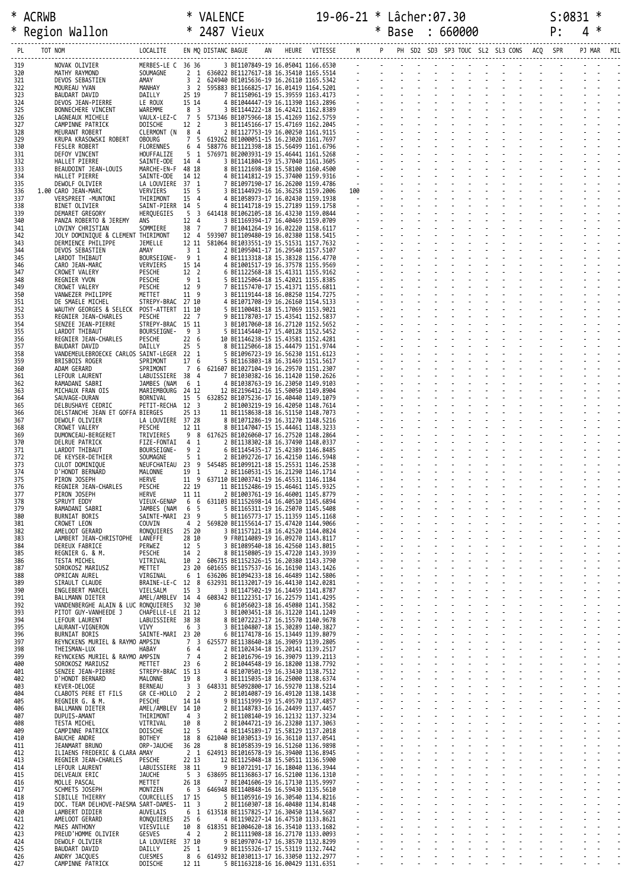\* ACRWB \* VALENCE 19-06-21 \* Lâcher:07.30 S:0831 \*
\* Region Wallon \* 2487 Vieux \* Base : 660000 P: 4 \*

| PL | TOT NOM | LOCALITE | EN | MQ | DISTANC | BAGUE | AN | HEURE | VITESSE | M | P |
|---|---|---|---|---|---|---|---|---|---|---|---|
| 319 | NOVAK OLIVIER | MERBES-LE C | 36 | 36 | | 3 BE1107849-19 | | 16.05041 | 1166.6530 | - | - |
| 320 | MATHY RAYMOND | SOUMAGNE | 2 | 1 | 636022 | BE1127617-18 | | 16.35410 | 1165.5514 | - | - |
| 321 | DEVOS SEBASTIEN | AMAY | 3 | 2 | 624940 | BE1015636-19 | | 16.26110 | 1165.5342 | - | - |
| 322 | MOUREAU YVAN | MANHAY | 3 | 2 | 595883 | BE1166825-17 | | 16.01419 | 1164.5201 | - | - |
| 323 | BAUDART DAVID | DAILLY | 25 | 19 | | 7 BE1150961-19 | | 15.39559 | 1163.4173 | - | - |
| 324 | DEVOS JEAN-PIERRE | LE ROUX | 15 | 14 | | 4 BE1044447-19 | | 16.11390 | 1163.2896 | - | - |
| 325 | BONNECHERE VINCENT | WAREMME | 8 | 3 | | 3 BE1144222-18 | | 16.42421 | 1162.8389 | - | - |
| 326 | LAGNEAUX MICHELE | VAULX-LEZ-C | 7 | 5 | 571346 | BE1075966-18 | | 15.41269 | 1162.5759 | - | - |
| 327 | CAMPINNE PATRICK | DOISCHE | 12 | 2 | | 3 BE1145166-17 | | 15.47169 | 1162.2045 | - | - |
| 328 | MEURANT ROBERT | CLERMONT (N | 8 | 4 | | 2 BE1127753-19 | | 16.00250 | 1161.9115 | - | - |
| 329 | KRUPA KRASOWSKI ROBERT | OBOURG | 7 | 5 | 619262 | BE1000051-15 | | 16.23020 | 1161.7697 | - | - |
| 330 | FESLER ROBERT | FLORENNES | 6 | 4 | 588776 | BE1121398-18 | | 15.56499 | 1161.6796 | - | - |
| 331 | DEFOY VINCENT | HOUFFALIZE | 5 | 1 | 576971 | BE2003931-19 | | 15.46441 | 1161.5268 | - | - |
| 332 | HALLET PIERRE | SAINTE-ODE | 14 | 4 | | 3 BE1141804-19 | | 15.37040 | 1161.3605 | - | - |
| 333 | BEAUDOINT JEAN-LOUIS | MARCHE-EN-F | 48 | 18 | | 8 BE1121698-18 | | 15.58100 | 1160.4500 | - | - |
| 334 | HALLET PIERRE | SAINTE-ODE | 14 | 12 | | 4 BE1141812-19 | | 15.37400 | 1159.9316 | - | - |
| 335 | DEWOLF OLIVIER | LA LOUVIERE | 37 | 1 | | 7 BE1097190-17 | | 16.26200 | 1159.4786 | - | - |
| 336 | 1.00 CARO JEAN-MARC | VERVIERS | 15 | 5 | | 3 BE1144929-16 | | 16.36258 | 1159.2006 | 100 | - |
| 337 | VERSPREET -MUNTONI | THIRIMONT | 15 | 4 | | 4 BE1058973-17 | | 16.02430 | 1159.1938 | - | - |
| 338 | BINET OLIVIER | SAINT-PIERR | 14 | 5 | | 4 BE1141718-19 | | 15.27189 | 1159.1758 | - | - |
| 339 | DEMARET GREGORY | HERQUEGIES | 5 | 3 | 641418 | BE1062105-18 | | 16.43230 | 1159.0844 | - | - |
| 340 | PANZA ROBERTO & JEREMY | ANS | 12 | 4 | | 3 BE1169394-17 | | 16.40469 | 1159.0709 | - | - |
| 341 | LOVINY CHRISTIAN | SOMMIERE | 38 | 7 | | 7 BE1041264-19 | | 16.02220 | 1158.6117 | - | - |
| 342 | JOLY DOMINIQUE & CLEMENT | THIRIMONT | 12 | 4 | 593907 | BE1109480-19 | | 16.02380 | 1158.5415 | - | - |
| 343 | DERMIENCE PHILIPPE | JEMELLE | 12 | 11 | 581064 | BE1033551-19 | | 15.51531 | 1157.7632 | - | - |
| 344 | DEVOS SEBASTIEN | AMAY | 3 | 1 | | 2 BE1095041-17 | | 16.29540 | 1157.5107 | - | - |
| 345 | LARDOT THIBAUT | BOURSEIGNE- | 9 | 1 | | 4 BE1113318-18 | | 15.38328 | 1156.4770 | - | - |
| 346 | CARO JEAN-MARC | VERVIERS | 15 | 14 | | 4 BE1001517-19 | | 16.37578 | 1155.9569 | - | - |
| 347 | CROWET VALERY | PESCHE | 12 | 2 | | 6 BE1122568-18 | | 15.41311 | 1155.9162 | - | - |
| 348 | REGNIER YVON | PESCHE | 9 | 1 | | 5 BE1125064-18 | | 15.42021 | 1155.8385 | - | - |
| 349 | CROWET VALERY | PESCHE | 12 | 9 | | 7 BE1157470-17 | | 15.41371 | 1155.6811 | - | - |
| 350 | VANWEZER PHILIPPE | METTET | 11 | 9 | | 3 BE1119144-18 | | 16.08250 | 1154.7275 | - | - |
| 351 | DE SMAELE MICHEL | STREPY-BRAC | 27 | 10 | | 4 BE1071708-19 | | 16.26160 | 1154.5133 | - | - |
| 352 | WAUTHY GEORGES & SELECK | POST-ATTERT | 11 | 10 | | 5 BE1100481-18 | | 15.17069 | 1153.9021 | - | - |
| 353 | REGNIER JEAN-CHARLES | PESCHE | 22 | 7 | | 9 BE1178703-17 | | 15.43541 | 1152.5837 | - | - |
| 354 | SENZEE JEAN-PIERRE | STREPY-BRAC | 15 | 11 | | 3 BE1017060-18 | | 16.27120 | 1152.5652 | - | - |
| 355 | LARDOT THIBAUT | BOURSEIGNE- | 9 | 3 | | 5 BE1145440-17 | | 15.40128 | 1152.5452 | - | - |
| 356 | REGNIER JEAN-CHARLES | PESCHE | 22 | 6 | | 10 BE1146238-15 | | 15.43581 | 1152.4281 | - | - |
| 357 | BAUDART DAVID | DAILLY | 25 | 5 | | 8 BE1125066-18 | | 15.44479 | 1151.9744 | - | - |
| 358 | VANDEMEULEBROECKE CARLOS | SAINT-LEGER | 22 | 1 | | 5 BE1096723-19 | | 16.56230 | 1151.6123 | - | - |
| 359 | BRISBOIS ROGER | SPRIMONT | 17 | 6 | | 5 BE1163803-18 | | 16.31469 | 1151.5617 | - | - |
| 360 | ADAM GERARD | SPRIMONT | 7 | 6 | 621607 | BE1027104-19 | | 16.29570 | 1151.2307 | - | - |
| 361 | LEFOUR LAURENT | LABUISSIERE | 38 | 4 | | 7 BE1030382-16 | | 16.11420 | 1150.2626 | - | - |
| 362 | RAMADANI SABRI | JAMBES (NAM | 6 | 1 | | 4 BE1038763-19 | | 16.23050 | 1149.9103 | - | - |
| 363 | MICHAUX FRAN OIS | MARIEMBOURG | 24 | 12 | | 12 BE2196412-16 | | 15.50050 | 1149.8904 | - | - |
| 364 | SAUVAGE-DURAN | BORNIVAL | 15 | 5 | 632852 | BE1075236-17 | | 16.40440 | 1149.1079 | - | - |
| 365 | DELBUSHAYE CEDRIC | PETIT-RECHA | 12 | 3 | | 2 BE1003219-19 | | 16.42050 | 1148.7614 | - | - |
| 366 | DELSTANCHE JEAN ET GOFFA | BIERGES | 25 | 13 | | 11 BE1158638-18 | | 16.51150 | 1148.7073 | - | - |
| 367 | DEWOLF OLIVIER | LA LOUVIERE | 37 | 28 | | 8 BE1071286-19 | | 16.31270 | 1148.5216 | - | - |
| 368 | CROWET VALERY | PESCHE | 12 | 11 | | 8 BE1147047-15 | | 15.44461 | 1148.3233 | - | - |
| 369 | DUMONCEAU-BERGERET | TRIVIERES | 9 | 8 | 617625 | BE1026060-17 | | 16.27520 | 1148.2864 | - | - |
| 370 | DELRUE PATRICK | FIZE-FONTAI | 4 | 1 | | 2 BE1138302-18 | | 16.37490 | 1148.0337 | - | - |
| 371 | LARDOT THIBAUT | BOURSEIGNE- | 9 | 2 | | 6 BE1145435-17 | | 15.42389 | 1146.8485 | - | - |
| 372 | DE KEYSER-DETHIER | SOUMAGNE | 5 | 1 | | 2 BE1092726-17 | | 16.42150 | 1146.5948 | - | - |
| 373 | CULOT DOMINIQUE | NEUFCHATEAU | 23 | 9 | 545485 | BE1099121-18 | | 15.25531 | 1146.2538 | - | - |
| 374 | D'HONDT BERNARD | MALONNE | 19 | 1 | | 2 BE1160531-15 | | 16.21290 | 1146.1714 | - | - |
| 375 | PIRON JOSEPH | HERVE | 11 | 9 | 637110 | BE1003741-19 | | 16.45531 | 1146.1184 | - | - |
| 376 | REGNIER JEAN-CHARLES | PESCHE | 22 | 19 | | 11 BE1152486-19 | | 15.46461 | 1145.9325 | - | - |
| 377 | PIRON JOSEPH | HERVE | 11 | 11 | | 2 BE1003761-19 | | 16.46001 | 1145.8779 | - | - |
| 378 | SPRUYT EDDY | VIEUX-GENAP | 6 | 6 | 631103 | BE1152698-14 | | 16.40510 | 1145.6894 | - | - |
| 379 | RAMADANI SABRI | JAMBES (NAM | 6 | 5 | | 5 BE1165311-19 | | 16.25070 | 1145.5408 | - | - |
| 380 | BURNIAT BORIS | SAINTE-MARI | 23 | 9 | | 5 BE1165773-17 | | 15.11359 | 1145.1168 | - | - |
| 381 | CROWET LEON | COUVIN | 4 | 2 | 569820 | BE1155614-17 | | 15.47420 | 1144.9066 | - | - |
| 382 | AMELOOT GERARD | RONQUIERES | 25 | 20 | | 3 BE1157121-18 | | 16.42520 | 1144.0824 | - | - |
| 383 | LAMBERT JEAN-CHRISTOPHE | LANEFFE | 28 | 10 | | 9 FR0114089-19 | | 16.09270 | 1143.8117 | - | - |
| 384 | DEREUX FABRICE | PERWEZ | 12 | 5 | | 3 BE1089540-18 | | 16.42560 | 1143.8015 | - | - |
| 385 | REGNIER G. & M. | PESCHE | 14 | 2 | | 8 BE1150805-19 | | 15.47220 | 1143.3939 | - | - |
| 386 | TESTA MICHEL | VITRIVAL | 10 | 2 | 606715 | BE1152326-15 | | 16.20380 | 1143.3790 | - | - |
| 387 | SOROKOSZ MARIUSZ | METTET | 23 | 20 | 601655 | BE1157537-16 | | 16.16190 | 1143.1426 | - | - |
| 388 | OPRICAN AUREL | VIRGINAL | 6 | 1 | 636206 | BE1094233-18 | | 16.46489 | 1142.5806 | - | - |
| 389 | SIRAULT CLAUDE | BRAINE-LE-C | 12 | 8 | 632931 | BE1132017-19 | | 16.44130 | 1142.0281 | - | - |
| 390 | ENGLEBERT MARCEL | VIELSALM | 15 | 3 | | 3 BE1147502-19 | | 16.14459 | 1141.8787 | - | - |
| 391 | BALLMANN DIETER | AMEL/AMBLEV | 14 | 4 | 608342 | BE1122351-17 | | 16.22579 | 1141.4295 | - | - |
| 392 | VANDENBERGHE ALAIN & LUC | RONQUIERES | 32 | 30 | | 6 BE1056023-18 | | 16.45080 | 1141.3582 | - | - |
| 393 | PITOT GUY-VANHEEDE J | CHAPELLE-LE | 21 | 12 | | 3 BE1003451-18 | | 16.31220 | 1141.1249 | - | - |
| 394 | LEFOUR LAURENT | LABUISSIERE | 38 | 38 | | 8 BE1072223-17 | | 16.15570 | 1140.9678 | - | - |
| 395 | LAURANT-VIGNERON | VIVY | 6 | 3 | | 3 BE1104807-18 | | 15.30289 | 1140.3827 | - | - |
| 396 | BURNIAT BORIS | SAINTE-MARI | 23 | 20 | | 6 BE1174178-16 | | 15.13449 | 1139.8079 | - | - |
| 397 | REYNCKENS MURIEL & RAYMO | AMPSIN | 7 | 3 | 625577 | BE1138640-18 | | 16.39059 | 1139.2805 | - | - |
| 398 | THEISMAN-LUX | HABAY | 6 | 4 | | 2 BE1102434-18 | | 15.20141 | 1139.2517 | - | - |
| 399 | REYNCKENS MURIEL & RAYMO | AMPSIN | 7 | 4 | | 2 BE1016796-19 | | 16.39079 | 1139.2113 | - | - |
| 400 | SOROKOSZ MARIUSZ | METTET | 23 | 6 | | 2 BE1044548-19 | | 16.18200 | 1138.7792 | - | - |
| 401 | SENZEE JEAN-PIERRE | STREPY-BRAC | 15 | 13 | | 4 BE1070501-19 | | 16.33430 | 1138.7512 | - | - |
| 402 | D'HONDT BERNARD | MALONNE | 19 | 8 | | 3 BE1115035-18 | | 16.25000 | 1138.6374 | - | - |
| 403 | KEVER-DELOGE | BERNEAU | 3 | 3 | 648331 | BE5092800-17 | | 16.59270 | 1138.5214 | - | - |
| 404 | CLABOTS PERE ET FILS | GR CE-HOLLO | 2 | 2 | | 2 BE1014087-19 | | 16.49120 | 1138.1438 | - | - |
| 405 | REGNIER G. & M. | PESCHE | 14 | 14 | | 9 BE1151999-19 | | 15.49570 | 1137.4857 | - | - |
| 406 | BALLMANN DIETER | AMEL/AMBLEV | 14 | 10 | | 2 BE1148783-16 | | 16.24499 | 1137.4457 | - | - |
| 407 | DUPUIS-AMANT | THIRIMONT | 4 | 3 | | 2 BE1108140-19 | | 16.12132 | 1137.3234 | - | - |
| 408 | TESTA MICHEL | VITRIVAL | 10 | 8 | | 2 BE1044721-19 | | 16.23280 | 1137.3063 | - | - |
| 409 | CAMPINNE PATRICK | DOISCHE | 12 | 5 | | 4 BE1145189-17 | | 15.58129 | 1137.2018 | - | - |
| 410 | BAUCHE ANDRE | BOTHEY | 18 | 8 | 621040 | BE1030513-19 | | 16.36110 | 1137.0541 | - | - |
| 411 | JEANMART BRUNO | ORP-JAUCHE | 36 | 28 | | 8 BE1058539-19 | | 16.51260 | 1136.9898 | - | - |
| 412 | ILIAENS FREDERIC & CLARA | AMAY | 2 | 1 | 624913 | BE1016578-19 | | 16.39400 | 1136.8945 | - | - |
| 413 | REGNIER JEAN-CHARLES | PESCHE | 22 | 13 | | 12 BE1125048-18 | | 15.50511 | 1136.5900 | - | - |
| 414 | LEFOUR LAURENT | LABUISSIERE | 38 | 11 | | 9 BE1072191-17 | | 16.18040 | 1136.3944 | - | - |
| 415 | DELVEAUX ERIC | JAUCHE | 5 | 3 | 638695 | BE1136863-17 | | 16.52100 | 1136.1310 | - | - |
| 416 | MOLLE PASCAL | METTET | 26 | 18 | | 7 BE1041606-19 | | 16.17130 | 1135.9997 | - | - |
| 417 | SCHMETS JOSEPH | MONTZEN | 6 | 3 | 646948 | BE1140848-16 | | 16.59430 | 1135.5610 | - | - |
| 418 | SIBILLE THIERRY | COURCELLES | 17 | 15 | | 5 BE1105916-19 | | 16.30540 | 1134.8216 | - | - |
| 419 | DOC. TEAM DELHOVE-PAESMA | SART-DAMES- | 11 | 3 | | 2 BE1160307-18 | | 16.40480 | 1134.8148 | - | - |
| 420 | LAMBERT DIDIER | AUVELAIS | 6 | 1 | 613518 | BE1157825-17 | | 16.30450 | 1134.5687 | - | - |
| 421 | AMELOOT GERARD | RONQUIERES | 25 | 6 | | 4 BE1190227-14 | | 16.47510 | 1133.8621 | - | - |
| 422 | MAES ANTHONY | VIESVILLE | 10 | 8 | 618351 | BE1004620-18 | | 16.35410 | 1133.1682 | - | - |
| 423 | PREUD'HOMME OLIVIER | GESVES | 4 | 2 | | 2 BE1111908-18 | | 16.27170 | 1133.0093 | - | - |
| 424 | DEWOLF OLIVIER | LA LOUVIERE | 37 | 10 | | 9 BE1097074-17 | | 16.38570 | 1132.8299 | - | - |
| 425 | BAUDART DAVID | DAILLY | 25 | 1 | | 9 BE1155326-17 | | 15.53119 | 1132.7442 | - | - |
| 426 | ANDRY JACQUES | CUESMES | 8 | 6 | 614932 | BE1030113-17 | | 16.33050 | 1132.2977 | - | - |
| 427 | CAMPINNE PATRICK | DOISCHE | 12 | 11 | | 5 BE1163218-16 | | 16.00429 | 1131.6351 | - | - |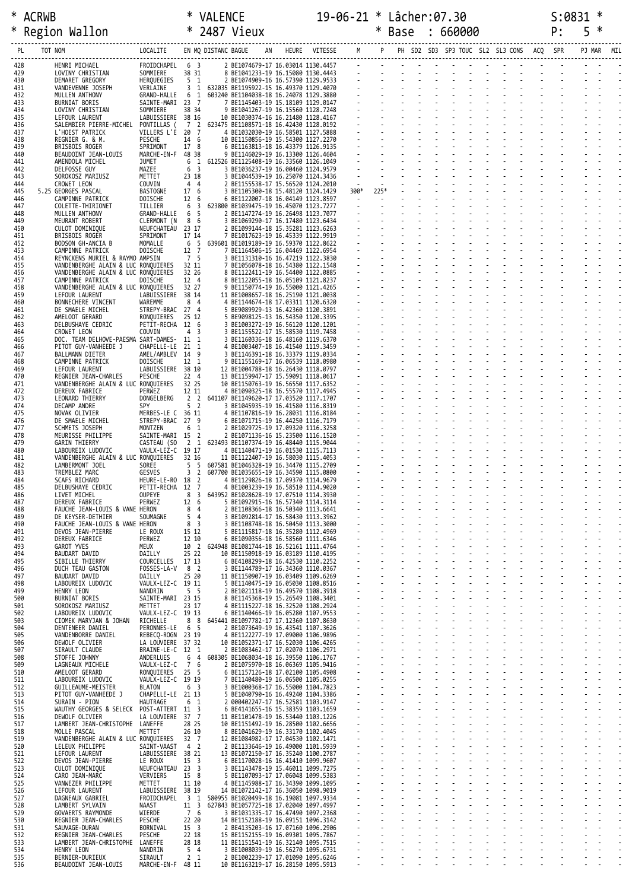```
* ACRWB                     * VALENCE            19-06-21 * Lâcher:07.30                S:0831 *
* Region Wallon             * 2487 Vieux                  * Base  : 660000              P:   5 *
-------------------------------------------------------------------------------------------------------------------------------------------
 PL     TOT NOM                     LOCALITE     EN MQ DISTANC BAGUE      AN   HEURE  VITESSE    M     P    PH  SD2  SD3  SP3 TOUC  SL2  SL3 CONS   ACQ  SPR     PJ MAR  MIL
-------------------------------------------------------------------------------------------------------------------------------------------
428         HENRI MICHAEL           FROIDCHAPEL   6  3         2 BE1074679-17 16.03014 1130.4457
429         LOVINY CHRISTIAN        SOMMIERE     38 31         8 BE1041233-19 16.15080 1130.4443
430         DEMARET GREGORY         HERQUEGIES    5  1         2 BE1074909-16 16.57390 1129.9533
431         VANDEVENNE JOSEPH       VERLAINE      3  1  632035 BE1195922-15 16.49370 1129.4070
432         MULLEN ANTHONY          GRAND-HALLE   6  1  603240 BE1104038-18 16.24078 1129.3880
433         BURNIAT BORIS           SAINTE-MARI  23  7         7 BE1145403-19 15.18109 1129.0147
434         LOVINY CHRISTIAN        SOMMIERE     38 34         9 BE1041267-19 16.15560 1128.7248
435         LEFOUR LAURENT          LABUISSIERE  38 16        10 BE1030374-16 16.21480 1128.4167
436         SALEMBIER PIERRE-MICHEL PONTILLAS (   7  2  623475 BE1108571-18 16.42430 1128.0192
437         L'HOEST PATRICK         VILLERS L'E  20  7         4 BE1032030-19 16.58501 1127.5888
438         REGNIER G. & M.         PESCHE       14  6        10 BE1150856-19 15.54300 1127.2270
439         BRISBOIS ROGER          SPRIMONT     17  8         6 BE1163813-18 16.43379 1126.9135
440         BEAUDOINT JEAN-LOUIS    MARCHE-EN-F  48 38         9 BE1146029-19 16.13300 1126.4604
441         AMENDOLA MICHEL         JUMET         6  1  612526 BE1125408-19 16.33560 1126.1049
442         DELFOSSE GUY            MAZEE         6  3         3 BE1036237-19 16.00460 1124.9579
443         SOROKOSZ MARIUSZ        METTET       23 18         3 BE1044539-19 16.25070 1124.3436
444         CROWET LEON             COUVIN        4  4         2 BE1155538-17 15.56520 1124.2010
445    5.25 GEORGES PASCAL          BASTOGNE     17  6         3 BE1105300-18 15.48120 1124.1429  300*  225*
446         CAMPINNE PATRICK        DOISCHE      12  6         6 BE1122007-18 16.04149 1123.8597
447         COLETTE-THIRIONET       TILLIER       6  3  623800 BE1039475-19 16.45070 1123.7277
448         MULLEN ANTHONY          GRAND-HALLE   6  5         2 BE1147274-19 16.26498 1123.7077
449         MEURANT ROBERT          CLERMONT (N   8  6         3 BE1069290-17 16.17480 1123.6434
450         CULOT DOMINIQUE         NEUFCHATEAU  23 17         2 BE1099144-18 15.35281 1123.6263
451         BRISBOIS ROGER          SPRIMONT     17 14         7 BE1017623-19 16.45339 1122.9919
452         BODSON GH-ANCIA B       MOMALLE       6  5  639601 BE1019189-19 16.59970 1122.8622
453         CAMPINNE PATRICK        DOISCHE      12  7         7 BE1164506-15 16.04469 1122.6954
454         REYNCKENS MURIEL & RAYMO AMPSIN       7  5         3 BE1131310-16 16.47219 1122.3830
455         VANDENBERGHE ALAIN & LUC RONQUIERES  32 11         7 BE1056078-18 16.54380 1122.1548
456         VANDENBERGHE ALAIN & LUC RONQUIERES  32 26         8 BE1122411-19 16.54400 1122.0885
457         CAMPINNE PATRICK        DOISCHE      12  4         8 BE1122055-18 16.05109 1121.8237
458         VANDENBERGHE ALAIN & LUC RONQUIERES  32 27         9 BE1150774-19 16.55000 1121.4265
459         LEFOUR LAURENT          LABUISSIERE  38 14        11 BE1008657-18 16.25190 1121.0038
460         BONNECHERE VINCENT      WAREMME       8  4         4 BE1144674-18 17.03311 1120.6320
461         DE SMAELE MICHEL        STREPY-BRAC  27  4         5 BE9089929-13 16.42360 1120.3891
462         AMELOOT GERARD          RONQUIERES   25 12         5 BE9098125-13 16.54350 1120.3395
463         DELBUSHAYE CEDRIC       PETIT-RECHA  12  6         3 BE1003272-19 16.56120 1120.1201
464         CROWET LEON             COUVIN        4  3         3 BE1155522-17 15.58530 1119.7458
465         DOC. TEAM DELHOVE-PAESMA SART-DAMES-  11  1         3 BE1160336-18 16.48160 1119.6370
466         PITOT GUY-VANHEEDE J    CHAPELLE-LE  21  1         4 BE1003407-18 16.41540 1119.3459
467         BALLMANN DIETER         AMEL/AMBLEV  14  9         3 BE1146391-18 16.33379 1119.0334
468         CAMPINNE PATRICK        DOISCHE      12  1         9 BE1155169-17 16.06539 1118.0980
469         LEFOUR LAURENT          LABUISSIERE  38 10        12 BE1004788-18 16.26430 1118.0797
470         REGNIER JEAN-CHARLES    PESCHE       22  4        13 BE1159947-17 15.59091 1118.0617
471         VANDENBERGHE ALAIN & LUC RONQUIERES  32 25        10 BE1150763-19 16.56550 1117.6352
472         DEREUX FABRICE          PERWEZ       12 11         4 BE1090325-18 16.55570 1117.4945
473         LEONARD THIERRY         DONGELBERG    2  2  641107 BE1149620-17 17.03520 1117.1707
474         DECAMP ANDRE            SPY           5  2         3 BE1045935-19 16.41580 1116.8319
475         NOVAK OLIVIER           MERBES-LE C  36 11         4 BE1107816-19 16.28031 1116.8184
476         DE SMAELE MICHEL        STREPY-BRAC  27  9         6 BE1071715-19 16.44250 1116.7179
477         SCHMETS JOSEPH          MONTZEN       6  1         2 BE1029725-19 17.09320 1116.3258
478         MEURISSE PHILIPPE       SAINTE-MARI  15  2         2 BE1071136-16 15.23500 1116.1520
479         GARIN THIERRY           CASTEAU (SO   2  1  623493 BE1107374-19 16.48440 1115.9044
480         LABOUREIX LUDOVIC       VAULX-LEZ-C  19 17         4 BE1140471-19 16.01530 1115.7113
481         VANDENBERGHE ALAIN & LUC RONQUIERES  32 16        11 BE1122407-19 16.58030 1115.4053
482         LAMBERMONT JOEL         SOREE         5  5  607581 BE1046328-19 16.34470 1115.2709
483         TREMBLEZ MARC           GESVES        3  2  607700 BE1035655-19 16.34590 1115.0800
484         SCAFS RICHARD           HEURE-LE-RO  18  2         4 BE1129826-18 17.09370 1114.9679
485         DELBUSHAYE CEDRIC       PETIT-RECHA  12  7         4 BE1003239-19 16.58510 1114.9020
486         LIVET MICHEL            OUPEYE        8  3  643952 BE1028628-19 17.07510 1114.3930
487         DEREUX FABRICE          PERWEZ       12  6         5 BE1092915-16 16.57340 1114.3114
488         FAUCHE JEAN-LOUIS & VANE HERON        8  4         2 BE1108366-18 16.50340 1113.6641
489         DE KEYSER-DETHIER       SOUMAGNE      5  4         3 BE1092814-17 16.58430 1113.3962
490         FAUCHE JEAN-LOUIS & VANE HERON        8  3         3 BE1108748-18 16.50450 1113.3000
491         DEVOS JEAN-PIERRE       LE ROUX      15 12         5 BE1115817-18 16.35280 1112.4969
492         DEREUX FABRICE          PERWEZ       12 10         6 BE1090356-18 16.58560 1111.6346
493         GAROT YVES              MEUX         10  2  624948 BE1081744-18 16.52161 1111.4764
494         BAUDART DAVID           DAILLY       25 22        10 BE1150918-19 16.03189 1110.4195
495         SIBILLE THIERRY         COURCELLES   17 13         6 BE4108299-18 16.42530 1110.2252
496         DUCH TEAU GASTON        FOSSES-LA-V   8  2         3 BE1144789-17 16.34360 1110.0367
497         BAUDART DAVID           DAILLY       25 20        11 BE1150907-19 16.03409 1109.6269
498         LABOUREIX LUDOVIC       VAULX-LEZ-C  19 11         5 BE1140475-19 16.05030 1108.8516
499         HENRY LEON              NANDRIN       5  5         2 BE1021118-19 16.49570 1108.3918
500         BURNIAT BORIS           SAINTE-MARI  23 15         8 BE1145368-19 15.26549 1108.3401
501         SOROKOSZ MARIUSZ        METTET       23 17         4 BE1115227-18 16.32520 1108.2924
502         LABOUREIX LUDOVIC       VAULX-LEZ-C  19 13         6 BE1140466-19 16.05280 1107.9553
503         CIOMEK MARYJAN & JOHAN  RICHELLE      8  8  645441 BE1097782-17 17.12360 1107.8630
504         DENTENEER DANIEL        PERONNES-LE   6  5         2 BE1073649-19 16.43541 1107.3626
505         VANDENBORRE DANIEL      REBECQ-ROGN  23 19         4 BE1122277-19 17.09000 1106.9896
506         DEWOLF OLIVIER          LA LOUVIERE  37 32        10 BE1052371-17 16.52030 1106.4265
507         SIRAULT CLAUDE          BRAINE-LE-C  12  1         2 BE1083462-17 17.02070 1106.2971
508         STOFFE JOHNNY           ANDERLUES     6  4  608305 BE1068034-18 16.39550 1106.1767
509         LAGNEAUX MICHELE        VAULX-LEZ-C   7  6         2 BE1075970-18 16.06369 1105.9416
510         AMELOOT GERARD          RONQUIERES   25  5         6 BE1157126-18 17.02100 1105.4908
511         LABOUREIX LUDOVIC       VAULX-LEZ-C  19 19         7 BE1140480-19 16.06500 1105.0255
512         GUILLEAUME-MEISTER      BLATON        6  3         3 BE1000368-17 16.55000 1104.7823
513         PITOT GUY-VANHEEDE J    CHAPELLE-LE  21 13         5 BE1040790-16 16.49240 1104.3386
514         SURAIN - PION           HAUTRAGE      6  1         2 000402247-17 16.52581 1103.9147
515         WAUTHY GEORGES & SELECK POST-ATTERT  11  3         6 BE4141655-16 15.38359 1103.1659
516         DEWOLF OLIVIER          LA LOUVIERE  37  7        11 BE1101478-19 16.53440 1103.1226
517         LAMBERT JEAN-CHRISTOPHE LANEFFE      28 25        10 BE1151492-19 16.28500 1102.6656
518         MOLLE PASCAL            METTET       26 10         8 BE1041629-19 16.33170 1102.4045
519         VANDENBERGHE ALAIN & LUC RONQUIERES  32  7        12 BE1084982-17 17.04530 1102.1471
520         LELEUX PHILIPPE         SAINT-VAAST   4  2         2 BE1133646-19 16.49000 1101.5939
521         LEFOUR LAURENT          LABUISSIERE  38 21        13 BE1072150-17 16.35240 1100.2787
522         DEVOS JEAN-PIERRE       LE ROUX      15  3         6 BE1170028-16 16.41410 1099.9607
523         CULOT DOMINIQUE         NEUFCHATEAU  23  3         3 BE1143478-19 15.46011 1099.7275
524         CARO JEAN-MARC          VERVIERS     15  8         5 BE1107093-17 17.06048 1099.5383
525         VANWEZER PHILIPPE       METTET       11 10         4 BE1145988-17 16.34390 1099.1095
526         LEFOUR LAURENT          LABUISSIERE  38 19        14 BE1072142-17 16.36050 1098.9019
527         DAGNEAUX GABRIEL        FROIDCHAPEL   3  1  580955 BE1020499-18 16.19081 1097.9334
528         LAMBERT SYLVAIN         NAAST        11  3  627843 BE1057725-18 17.02040 1097.4997
529         GOVAERTS RAYMONDE       WIERDE        7  6         3 BE1031335-17 16.47490 1097.2368
530         REGNIER JEAN-CHARLES    PESCHE       22 20        14 BE1152188-19 16.09151 1096.3142
531         SAUVAGE-DURAN           BORNIVAL     15  3         2 BE4135203-16 17.07160 1096.2906
532         REGNIER JEAN-CHARLES    PESCHE       22 18        15 BE1152155-19 16.09301 1095.7867
533         LAMBERT JEAN-CHRISTOPHE LANEFFE      28 18        11 BE1151541-19 16.32140 1095.7515
534         HENRY LEON              NANDRIN       5  4         3 BE1008039-19 16.56270 1095.6731
535         BERNIER-DURIEUX         SIRAULT       2  1         2 BE1002239-17 17.01090 1095.6246
536         BEAUDOINT JEAN-LOUIS    MARCHE-EN-F  48 11        10 BE1163219-17 16.28150 1095.5913
```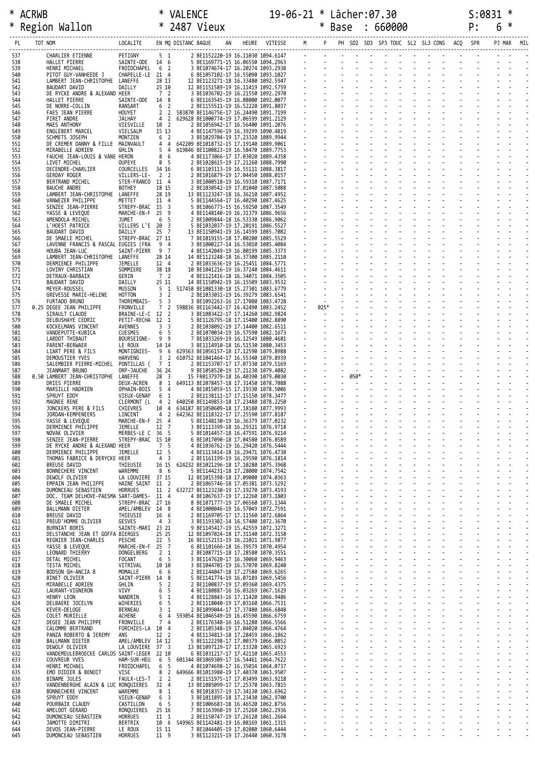\* ACRWB \* VALENCE 19-06-21 \* Lâcher:07.30 S:0831 \*
\* Region Wallon \* 2487 Vieux \* Base : 660000 P: 6 \*

| PL | TOT NOM | LOCALITE | EN MQ | DISTANC | BAGUE | AN | HEURE | VITESSE | M | P | PH | SD2 | SD3 | SP3 | TOUC | SL2 | SL3 | CONS | ACQ | SPR | PJ | MAR | MIL |
|---|---|---|---|---|---|---|---|---|---|---|---|---|---|---|---|---|---|---|---|---|---|---|---|
| 537 | CHARLIER ETIENNE | PETIGNY | 5 1 | | 2 BE1152220-19 | | 16.11030 | 1094.6147 | - | - | - | - | - | - | - | - | - | - | - | - | - | - | - |
| 538 | HALLET PIERRE | SAINTE-ODE | 14 6 | | 5 BE1169771-15 | | 16.06550 | 1094.2963 | - | - | - | - | - | - | - | - | - | - | - | - | - | - | - |
| 539 | HENRI MICHAEL | FROIDCHAPEL | 6 2 | | 3 BE1074674-17 | | 16.20274 | 1093.2938 | - | - | - | - | - | - | - | - | - | - | - | - | - | - | - |
| 540 | PITOT GUY-VANHEEDE J | CHAPELLE-LE | 21 4 | | 6 BE1057102-17 | | 16.55090 | 1093.1027 | - | - | - | - | - | - | - | - | - | - | - | - | - | - | - |
| 541 | LAMBERT JEAN-CHRISTOPHE | LANEFFE | 28 13 | | 12 BE1123271-18 | | 16.33480 | 1092.5947 | - | - | - | - | - | - | - | - | - | - | - | - | - | - | - |
| 542 | BAUDART DAVID | DAILLY | 25 10 | | 12 BE1151589-19 | | 16.11419 | 1092.5759 | - | - | - | - | - | - | - | - | - | - | - | - | - | - | - |
| 543 | DE RYCKE ANDRE & ALEXAND | HEER | 7 2 | | 3 BE1036702-19 | | 16.21550 | 1092.2970 | - | - | - | - | - | - | - | - | - | - | - | - | - | - | - |
| 544 | HALLET PIERRE | SAINTE-ODE | 14 8 | | 6 BE1163545-19 | | 16.08000 | 1092.0077 | - | - | - | - | - | - | - | - | - | - | - | - | - | - | - |
| 545 | DE NORRE-COLLIN | RANSART | 6 2 | | 2 BE1155511-19 | | 16.52220 | 1091.8037 | - | - | - | - | - | - | - | - | - | - | - | - | - | - | - |
| 546 | FAES JEAN PIERRE | HOUYET | 2 2 | 583870 | BE1146756-17 | | 16.24490 | 1091.7199 | - | - | - | - | - | - | - | - | - | - | - | - | - | - | - |
| 547 | PIRET ANDRE | JALHAY | 4 2 | 629628 | BE1000774-19 | | 17.06599 | 1091.2129 | - | - | - | - | - | - | - | - | - | - | - | - | - | - | - |
| 548 | MAES ANTHONY | VIESVILLE | 10 2 | | 2 BE1056942-17 | | 16.56400 | 1091.2076 | - | - | - | - | - | - | - | - | - | - | - | - | - | - | - |
| 549 | ENGLEBERT MARCEL | VIELSALM | 15 13 | | 4 BE1147596-19 | | 16.39299 | 1090.4819 | - | - | - | - | - | - | - | - | - | - | - | - | - | - | - |
| 550 | SCHMETS JOSEPH | MONTZEN | 6 2 | | 3 BE1029704-19 | | 17.23320 | 1089.9944 | - | - | - | - | - | - | - | - | - | - | - | - | - | - | - |
| 551 | DE CREMER DANNY & FILLE | MAINVAULT | 4 4 | 642209 | BE1018732-15 | | 17.19140 | 1089.9061 | - | - | - | - | - | - | - | - | - | - | - | - | - | - | - |
| 552 | MIRABELLE ADRIEN | GHLIN | 5 4 | 619846 | BE1100823-19 | | 16.58470 | 1089.7753 | - | - | - | - | - | - | - | - | - | - | - | - | - | - | - |
| 553 | FAUCHE JEAN-LOUIS & VANE | HERON | 8 6 | | 4 BE1173066-17 | | 17.03020 | 1089.4358 | - | - | - | - | - | - | - | - | - | - | - | - | - | - | - |
| 554 | LIVET MICHEL | OUPEYE | 8 5 | | 2 BE1028615-19 | | 17.21260 | 1088.7990 | - | - | - | - | - | - | - | - | - | - | - | - | - | - | - |
| 555 | DECENDRE-CHARLIER | COURCELLES | 34 16 | | 6 BE1103113-19 | | 16.55111 | 1088.3817 | - | - | - | - | - | - | - | - | - | - | - | - | - | - | - |
| 556 | GERDAY ROGER | VILLERS-LE- | 2 2 | | 2 BE1016879-19 | | 17.04450 | 1088.0157 | - | - | - | - | - | - | - | - | - | - | - | - | - | - | - |
| 557 | BERTRAND MICHEL | STER-FRANCO | 11 4 | | 3 BE1000518-19 | | 16.59310 | 1087.7171 | - | - | - | - | - | - | - | - | - | - | - | - | - | - | - |
| 558 | BAUCHE ANDRE | BOTHEY | 18 15 | | 2 BE1030542-19 | | 17.01040 | 1087.5088 | - | - | - | - | - | - | - | - | - | - | - | - | - | - | - |
| 559 | LAMBERT JEAN-CHRISTOPHE | LANEFFE | 28 19 | | 13 BE1123247-18 | | 16.36210 | 1087.4952 | - | - | - | - | - | - | - | - | - | - | - | - | - | - | - |
| 560 | VANWEZER PHILIPPE | METTET | 11 4 | | 5 BE1144564-17 | | 16.40290 | 1087.4625 | - | - | - | - | - | - | - | - | - | - | - | - | - | - | - |
| 561 | SENZEE JEAN-PIERRE | STREPY-BRAC | 15 3 | | 5 BE1066773-15 | | 16.59250 | 1087.3549 | - | - | - | - | - | - | - | - | - | - | - | - | - | - | - |
| 562 | YASSE & LEVEQUE | MARCHE-EN-F | 25 9 | | 4 BE1148140-19 | | 16.31379 | 1086.9656 | - | - | - | - | - | - | - | - | - | - | - | - | - | - | - |
| 563 | AMENDOLA MICHEL | JUMET | 6 5 | | 2 BE1009844-18 | | 16.53330 | 1086.9062 | - | - | - | - | - | - | - | - | - | - | - | - | - | - | - |
| 564 | L'HOEST PATRICK | VILLERS L'E | 20 3 | | 5 BE1032037-19 | | 17.20191 | 1086.5527 | - | - | - | - | - | - | - | - | - | - | - | - | - | - | - |
| 565 | BAUDART DAVID | DAILLY | 25 7 | | 13 BE1150941-19 | | 16.14599 | 1085.7082 | - | - | - | - | - | - | - | - | - | - | - | - | - | - | - |
| 566 | DE SMAELE MICHEL | STREPY-BRAC | 27 11 | | 7 BE1019155-18 | | 17.00200 | 1085.5529 | - | - | - | - | - | - | - | - | - | - | - | - | - | - | - |
| 567 | LAVENNE FRANCIS & PASCAL | EUGIES (FRA | 9 4 | | 3 BE1000227-14 | | 16.53010 | 1085.4084 | - | - | - | - | - | - | - | - | - | - | - | - | - | - | - |
| 568 | HOUBA JEAN-LUC | SAINT-PIERR | 9 7 | | 4 BE1142049-19 | | 16.00199 | 1085.3373 | - | - | - | - | - | - | - | - | - | - | - | - | - | - | - |
| 569 | LAMBERT JEAN-CHRISTOPHE | LANEFFE | 28 14 | | 14 BE1123248-18 | | 16.37300 | 1085.2110 | - | - | - | - | - | - | - | - | - | - | - | - | - | - | - |
| 570 | DERMIENCE PHILIPPE | JEMELLE | 12 4 | | 2 BE1033636-19 | | 16.25451 | 1084.5771 | - | - | - | - | - | - | - | - | - | - | - | - | - | - | - |
| 571 | LOVINY CHRISTIAN | SOMMIERE | 38 18 | | 10 BE1041216-19 | | 16.37240 | 1084.4611 | - | - | - | - | - | - | - | - | - | - | - | - | - | - | - |
| 572 | DETRAUX-BARBAIX | GERIN | 7 2 | | 4 BE1121416-18 | | 16.34071 | 1084.3505 | - | - | - | - | - | - | - | - | - | - | - | - | - | - | - |
| 573 | BAUDART DAVID | DAILLY | 25 11 | | 14 BE1150942-19 | | 16.15509 | 1083.9532 | - | - | - | - | - | - | - | - | - | - | - | - | - | - | - |
| 574 | MEYER-ROUSSEL | MUSSON | 5 1 | 517458 | BE1081330-18 | | 15.27301 | 1083.6779 | - | - | - | - | - | - | - | - | - | - | - | - | - | - | - |
| 575 | GREVESSE MARIE-HELENE | HOTTON | 3 2 | | 2 BE1033031-19 | | 16.39279 | 1083.6541 | - | - | - | - | - | - | - | - | - | - | - | - | - | - | - |
| 576 | FURTADO BRUNO | THOREMBAIS- | 5 3 | | 3 BE1092263-16 | | 17.17080 | 1083.4728 | - | - | - | - | - | - | - | - | - | - | - | - | - | - | - |
| 577 | 0.25 DEGEE JEAN PHILIPPE | FRONVILLE | 7 2 | 598836 | BE1163442-17 | | 16.42490 | 1083.2452 | - | 025* | - | - | - | - | - | - | - | - | - | - | - | - | - |
| 578 | SIRAULT CLAUDE | BRAINE-LE-C | 12 2 | | 3 BE1083422-17 | | 17.14260 | 1082.9824 | - | - | - | - | - | - | - | - | - | - | - | - | - | - | - |
| 579 | DELBUSHAYE CEDRIC | PETIT-RECHA | 12 1 | | 5 BE1126795-18 | | 17.15400 | 1082.8890 | - | - | - | - | - | - | - | - | - | - | - | - | - | - | - |
| 580 | KOCKELMANS VINCENT | AVENNES | 3 3 | | 2 BE1038092-19 | | 17.14400 | 1082.6511 | - | - | - | - | - | - | - | - | - | - | - | - | - | - | - |
| 581 | VANDEPUTTE-KUBICA | CUESMES | 6 5 | | 2 BE1070034-19 | | 16.57590 | 1082.1673 | - | - | - | - | - | - | - | - | - | - | - | - | - | - | - |
| 582 | LARDOT THIBAUT | BOURSEIGNE- | 9 9 | | 7 BE1033269-19 | | 16.12549 | 1080.4681 | - | - | - | - | - | - | - | - | - | - | - | - | - | - | - |
| 583 | PARENT-BERWAER | LE ROUX | 14 14 | | 3 BE1114910-18 | | 16.51530 | 1080.3453 | - | - | - | - | - | - | - | - | - | - | - | - | - | - | - |
| 584 | LIART PERE & FILS | MONTIGNIES- | 9 6 | 629563 | BE1056157-18 | | 17.12590 | 1079.8988 | - | - | - | - | - | - | - | - | - | - | - | - | - | - | - |
| 585 | DEMOUSTIER YVES | HARVENG | 3 2 | 610752 | BE1041464-17 | | 16.55340 | 1079.8939 | - | - | - | - | - | - | - | - | - | - | - | - | - | - | - |
| 586 | SALEMBIER PIERRE-MICHEL | PONTILLAS ( | 7 1 | | 2 BE1153707-17 | | 17.07330 | 1079.5169 | - | - | - | - | - | - | - | - | - | - | - | - | - | - | - |
| 587 | JEANMART BRUNO | ORP-JAUCHE | 36 24 | | 9 BE1058520-19 | | 17.21230 | 1079.4082 | - | - | - | - | - | - | - | - | - | - | - | - | - | - | - |
| 588 | 0.50 LAMBERT JEAN-CHRISTOPHE | LANEFFE | 28 3 | | 15 FR0137979-18 | | 16.40390 | 1079.0030 | - | - | - | 050* | - | - | - | - | - | - | - | - | - | - | - |
| 589 | DRIES PIERRE | DEUX-ACREN | 8 1 | 649113 | BE2078457-18 | | 17.31450 | 1078.7088 | - | - | - | - | - | - | - | - | - | - | - | - | - | - | - |
| 590 | MARSILLE HADRIEN | OPHAIN-BOIS | 5 4 | | 4 BE1015059-15 | | 17.19330 | 1078.5006 | - | - | - | - | - | - | - | - | - | - | - | - | - | - | - |
| 591 | SPRUYT EDDY | VIEUX-GENAP | 6 1 | | 2 BE1138111-17 | | 17.15150 | 1078.3477 | - | - | - | - | - | - | - | - | - | - | - | - | - | - | - |
| 592 | MAGNEE RENE | CLERMONT (L | 4 2 | 640250 | BE1149853-18 | | 17.23480 | 1078.2250 | - | - | - | - | - | - | - | - | - | - | - | - | - | - | - |
| 593 | JONCKERS PERE & FILS | CHIEVRES | 10 4 | 634187 | BE1050609-18 | | 17.18180 | 1077.9993 | - | - | - | - | - | - | - | - | - | - | - | - | - | - | - |
| 594 | JORDAN-KEMPENEERS | LINCENT | 4 2 | 642362 | BE1118322-17 | | 17.25590 | 1077.8187 | - | - | - | - | - | - | - | - | - | - | - | - | - | - | - |
| 595 | YASSE & LEVEQUE | MARCHE-EN-F | 25 4 | | 5 BE1148130-19 | | 16.36379 | 1077.0232 | - | - | - | - | - | - | - | - | - | - | - | - | - | - | - |
| 596 | DERMIENCE PHILIPPE | JEMELLE | 12 7 | | 3 BE1113399-18 | | 16.29321 | 1076.9718 | - | - | - | - | - | - | - | - | - | - | - | - | - | - | - |
| 597 | NOVAK OLIVIER | MERBES-LE C | 36 5 | | 5 BE1014457-18 | | 16.47591 | 1076.9214 | - | - | - | - | - | - | - | - | - | - | - | - | - | - | - |
| 598 | SENZEE JEAN-PIERRE | STREPY-BRAC | 15 10 | | 6 BE1017090-18 | | 17.04580 | 1076.8589 | - | - | - | - | - | - | - | - | - | - | - | - | - | - | - |
| 599 | DE RYCKE ANDRE & ALEXAND | HEER | 7 5 | | 4 BE1036762-19 | | 16.29420 | 1076.5444 | - | - | - | - | - | - | - | - | - | - | - | - | - | - | - |
| 600 | DERMIENCE PHILIPPE | JEMELLE | 12 5 | | 4 BE1113414-18 | | 16.29471 | 1076.4730 | - | - | - | - | - | - | - | - | - | - | - | - | - | - | - |
| 601 | THOMAS FABRICE & DERYCKE | HEER | 4 3 | | 2 BE1161199-19 | | 16.29590 | 1076.1814 | - | - | - | - | - | - | - | - | - | - | - | - | - | - | - |
| 602 | BREUSE DAVID | THIEUSIE | 16 15 | 624232 | BE1021296-18 | | 17.10280 | 1075.3968 | - | - | - | - | - | - | - | - | - | - | - | - | - | - | - |
| 603 | BONNECHERE VINCENT | WAREMME | 8 6 | | 5 BE1144231-18 | | 17.28000 | 1074.7542 | - | - | - | - | - | - | - | - | - | - | - | - | - | - | - |
| 604 | DEWOLF OLIVIER | LA LOUVIERE | 37 15 | | 12 BE1015398-18 | | 17.09000 | 1074.0363 | - | - | - | - | - | - | - | - | - | - | - | - | - | - | - |
| 605 | EMPAIN JEAN PHILIPPE | HAINE SAINT | 11 2 | | 2 BE1065746-18 | | 17.05381 | 1073.5292 | - | - | - | - | - | - | - | - | - | - | - | - | - | - | - |
| 606 | DUMONCEAU SEBASTIEN | HORRUES | 11 2 | 632727 | BE1123230-19 | | 17.19270 | 1073.4193 | - | - | - | - | - | - | - | - | - | - | - | - | - | - | - |
| 607 | DOC. TEAM DELHOVE-PAESMA | SART-DAMES- | 11 4 | | 4 BE1067637-19 | | 17.12260 | 1073.1803 | - | - | - | - | - | - | - | - | - | - | - | - | - | - | - |
| 608 | DE SMAELE MICHEL | STREPY-BRAC | 27 16 | | 8 BE1071777-19 | | 17.06560 | 1073.1344 | - | - | - | - | - | - | - | - | - | - | - | - | - | - | - |
| 609 | BALLMANN DIETER | AMEL/AMBLEV | 14 8 | | 4 BE1000046-19 | | 16.57049 | 1072.7591 | - | - | - | - | - | - | - | - | - | - | - | - | - | - | - |
| 610 | BREUSE DAVID | THIEUSIE | 16 6 | | 2 BE1169705-17 | | 17.11560 | 1072.6864 | - | - | - | - | - | - | - | - | - | - | - | - | - | - | - |
| 611 | PREUD'HOMME OLIVIER | GESVES | 4 3 | | 3 BE1193302-14 | | 16.57400 | 1072.3670 | - | - | - | - | - | - | - | - | - | - | - | - | - | - | - |
| 612 | BURNIAT BORIS | SAINTE-MARI | 23 21 | | 9 BE1145417-19 | | 15.42559 | 1072.3271 | - | - | - | - | - | - | - | - | - | - | - | - | - | - | - |
| 613 | DELSTANCHE JEAN ET GOFFA | BIERGES | 25 25 | | 12 BE1097024-18 | | 17.31140 | 1072.3158 | - | - | - | - | - | - | - | - | - | - | - | - | - | - | - |
| 614 | REGNIER JEAN-CHARLES | PESCHE | 22 5 | | 16 BE1152151-19 | | 16.21021 | 1071.9877 | - | - | - | - | - | - | - | - | - | - | - | - | - | - | - |
| 615 | YASSE & LEVEQUE | MARCHE-EN-F | 25 7 | | 6 BE1101666-18 | | 16.39579 | 1070.4954 | - | - | - | - | - | - | - | - | - | - | - | - | - | - | - |
| 616 | LEONARD THIERRY | DONGELBERG | 2 1 | | 2 BE1087715-18 | | 17.28580 | 1070.3551 | - | - | - | - | - | - | - | - | - | - | - | - | - | - | - |
| 617 | DETAL MICHEL | FOCANT | 6 5 | | 3 BE1147620-17 | | 16.30060 | 1069.9463 | - | - | - | - | - | - | - | - | - | - | - | - | - | - | - |
| 618 | TESTA MICHEL | VITRIVAL | 10 10 | | 3 BE1044701-19 | | 16.57070 | 1069.8240 | - | - | - | - | - | - | - | - | - | - | - | - | - | - | - |
| 619 | BODSON GH-ANCIA B | MOMALLE | 6 6 | | 2 BE1144047-18 | | 17.27580 | 1069.6265 | - | - | - | - | - | - | - | - | - | - | - | - | - | - | - |
| 620 | BINET OLIVIER | SAINT-PIERR | 14 8 | | 5 BE1141774-19 | | 16.07189 | 1069.5456 | - | - | - | - | - | - | - | - | - | - | - | - | - | - | - |
| 621 | MIRABELLE ADRIEN | GHLIN | 5 2 | | 2 BE1100837-19 | | 17.09360 | 1069.4375 | - | - | - | - | - | - | - | - | - | - | - | - | - | - | - |
| 622 | LAURANT-VIGNERON | VIVY | 6 5 | | 4 BE1180887-16 | | 16.03269 | 1067.1629 | - | - | - | - | - | - | - | - | - | - | - | - | - | - | - |
| 623 | HENRY LEON | NANDRIN | 5 1 | | 4 BE1128843-16 | | 17.11420 | 1066.9486 | - | - | - | - | - | - | - | - | - | - | - | - | - | - | - |
| 624 | DELBAERE JOCELYN | WIHERIES | 6 5 | | 2 BE1118040-19 | | 17.03160 | 1066.7531 | - | - | - | - | - | - | - | - | - | - | - | - | - | - | - |
| 625 | KEVER-DELOGE | BERNEAU | 3 1 | | 2 BE1099044-17 | | 17.37480 | 1066.6848 | - | - | - | - | - | - | - | - | - | - | - | - | - | - | - |
| 626 | COLET MURIELLE | ACHENE | 6 4 | 593054 | BE1046549-19 | | 16.45590 | 1066.6759 | - | - | - | - | - | - | - | - | - | - | - | - | - | - | - |
| 627 | DEGEE JEAN PHILIPPE | FRONVILLE | 7 4 | | 2 BE1176348-16 | | 16.51280 | 1066.5566 | - | - | - | - | - | - | - | - | - | - | - | - | - | - | - |
| 628 | CALOMME BERTRAND | FORCHIES-LA | 10 4 | | 2 BE1105348-19 | | 17.04020 | 1066.4764 | - | - | - | - | - | - | - | - | - | - | - | - | - | - | - |
| 629 | PANZA ROBERTO & JEREMY | ANS | 12 2 | | 4 BE1134813-18 | | 17.28459 | 1066.1862 | - | - | - | - | - | - | - | - | - | - | - | - | - | - | - |
| 630 | BALLMANN DIETER | AMEL/AMBLEV | 14 12 | | 5 BE1122298-17 | | 17.00379 | 1066.0852 | - | - | - | - | - | - | - | - | - | - | - | - | - | - | - |
| 631 | DEWOLF OLIVIER | LA LOUVIERE | 37 3 | | 13 BE1097129-17 | | 17.13320 | 1065.6923 | - | - | - | - | - | - | - | - | - | - | - | - | - | - | - |
| 632 | VANDEMEULEBROECKE CARLOS | SAINT-LEGER | 22 10 | | 6 BE1031217-17 | | 17.42110 | 1065.4553 | - | - | - | - | - | - | - | - | - | - | - | - | - | - | - |
| 633 | COUVREUR YVES | HAM-SUR-HEU | 6 5 | 601344 | BE1069309-17 | | 16.54461 | 1064.7622 | - | - | - | - | - | - | - | - | - | - | - | - | - | - | - |
| 634 | HENRI MICHAEL | FROIDCHAPEL | 6 5 | | 4 BE1074698-17 | | 16.35014 | 1064.0737 | - | - | - | - | - | - | - | - | - | - | - | - | - | - | - |
| 635 | EMO DIDIER & BENOIT | VISE | 8 2 | 649666 | BE1013980-19 | | 17.40370 | 1063.9507 | - | - | - | - | - | - | - | - | - | - | - | - | - | - | - |
| 636 | BINAME JULES | FAULX-LES-T | 2 2 | | 2 BE1151975-17 | | 17.03499 | 1063.9218 | - | - | - | - | - | - | - | - | - | - | - | - | - | - | - |
| 637 | VANDENBERGHE ALAIN & LUC | RONQUIERES | 32 4 | | 13 BE1085099-17 | | 17.25370 | 1063.7815 | - | - | - | - | - | - | - | - | - | - | - | - | - | - | - |
| 638 | BONNECHERE VINCENT | WAREMME | 8 1 | | 6 BE1018357-19 | | 17.34130 | 1063.6962 | - | - | - | - | - | - | - | - | - | - | - | - | - | - | - |
| 639 | SPRUYT EDDY | VIEUX-GENAP | 6 3 | | 3 BE1011895-18 | | 17.23430 | 1062.9700 | - | - | - | - | - | - | - | - | - | - | - | - | - | - | - |
| 640 | POURBAIX CLAUDY | CASTILLON | 6 5 | | 3 BE1006683-18 | | 16.46520 | 1062.8756 | - | - | - | - | - | - | - | - | - | - | - | - | - | - | - |
| 641 | AMELOOT GERARD | RONQUIERES | 25 16 | | 7 BE1163960-19 | | 17.25260 | 1062.2936 | - | - | - | - | - | - | - | - | - | - | - | - | - | - | - |
| 642 | DUMONCEAU SEBASTIEN | HORRUES | 11 1 | | 2 BE1150747-19 | | 17.26120 | 1061.2664 | - | - | - | - | - | - | - | - | - | - | - | - | - | - | - |
| 643 | JAMOTTE DIMITRI | BERTRIX | 10 6 | 549965 | BE1142481-19 | | 16.08169 | 1061.1315 | - | - | - | - | - | - | - | - | - | - | - | - | - | - | - |
| 644 | DEVOS JEAN-PIERRE | LE ROUX | 15 11 | | 7 BE1044405-19 | | 17.02080 | 1060.6444 | - | - | - | - | - | - | - | - | - | - | - | - | - | - | - |
| 645 | DUMONCEAU SEBASTIEN | HORRUES | 11 9 | | 3 BE1123215-19 | | 17.26440 | 1060.3178 | - | - | - | - | - | - | - | - | - | - | - | - | - | - | - |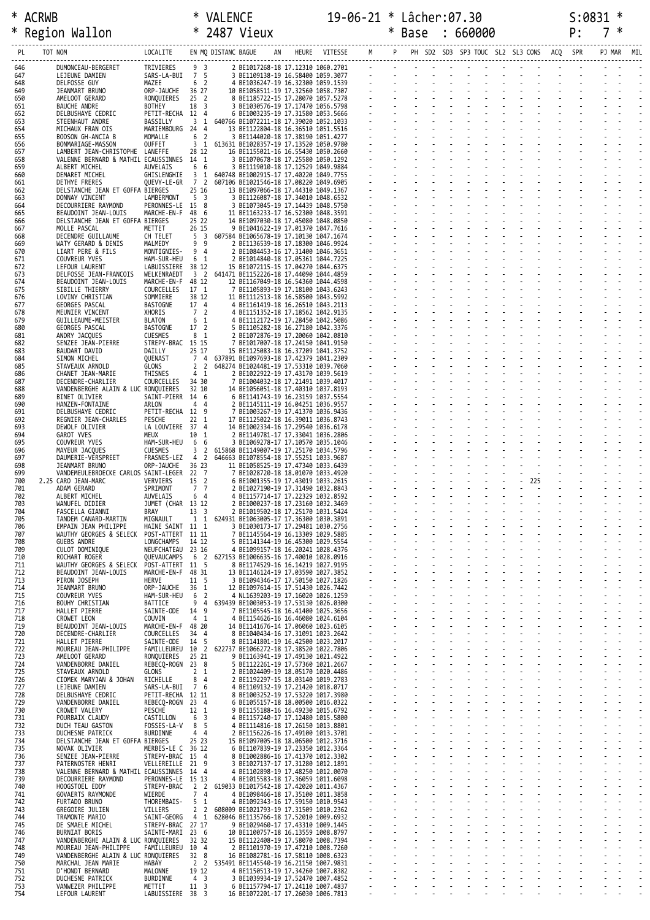\* ACRWB \* VALENCE 19-06-21 \* Lâcher:07.30 S:0831 \*
\* Region Wallon \* 2487 Vieux \* Base : 660000

| PL | TOT | NOM | LOCALITE | EN | MQ | DISTANC | BAGUE | AN | HEURE | VITESSE | M | P | PH | SD2 | SD3 | SP3 | TOUC | SL2 | SL3 | CONS | ACQ | SPR | PJ | MAR | MIL |
|---|---|---|---|---|---|---|---|---|---|---|---|---|---|---|---|---|---|---|---|---|---|---|---|---|---|
| 646 | | DUMONCEAU-BERGEERT | TRIVIERES | 9 | 3 | 2 | BE1017268 | -18 | 17.12310 | 1060.2701 | - | - | - | - | - | - | - | - | - | - | - | - | - | - | - |
| 647 | | LEJEUNE DAMIEN | SARS-LA-BUI | 7 | 5 | 3 | BE1109138 | -19 | 16.58400 | 1059.3077 | - | - | - | - | - | - | - | - | - | - | - | - | - | - | - |
| 648 | | DELFOSSE GUY | MAZEE | 6 | 2 | 4 | BE1036247 | -19 | 16.32300 | 1059.1539 | - | - | - | - | - | - | - | - | - | - | - | - | - | - | - |
| 649 | | JEANMART BRUNO | ORP-JAUCHE | 36 | 27 | 10 | BE1058511 | -19 | 17.32560 | 1058.7307 | - | - | - | - | - | - | - | - | - | - | - | - | - | - | - |
| 650 | | AMELOOT GERARD | RONQUIERES | 25 | 2 | 8 | BE1185722 | -15 | 17.28070 | 1057.5278 | - | - | - | - | - | - | - | - | - | - | - | - | - | - | - |
| 651 | | BAUCHE ANDRE | BOTHEY | 18 | 3 | 3 | BE1030576 | -19 | 17.17470 | 1056.5798 | - | - | - | - | - | - | - | - | - | - | - | - | - | - | - |
| 652 | | DELBUSHAYE CEDRIC | PETIT-RECHA | 12 | 4 | 6 | BE1003235 | -19 | 17.31580 | 1053.5666 | - | - | - | - | - | - | - | - | - | - | - | - | - | - | - |
| 653 | | STEENHAUT ANDRE | BASSILLY | 3 | 1 | 640766 | BE1072211 | -18 | 17.39020 | 1052.1033 | - | - | - | - | - | - | - | - | - | - | - | - | - | - | - |
| 654 | | MICHAUX FRAN OIS | MARIEMBOURG | 24 | 4 | 13 | BE1122804 | -18 | 16.36510 | 1051.5516 | - | - | - | - | - | - | - | - | - | - | - | - | - | - | - |
| 655 | | BODSON GH-ANCIA B | MOMALLE | 6 | 2 | 3 | BE1144020 | -18 | 17.38190 | 1051.4277 | - | - | - | - | - | - | - | - | - | - | - | - | - | - | - |
| 656 | | BONMARIAGE-MASSON | OUFFET | 3 | 1 | 613631 | BE1028357 | -19 | 17.13520 | 1050.9780 | - | - | - | - | - | - | - | - | - | - | - | - | - | - | - |
| 657 | | LAMBERT JEAN-CHRISTOPHE | LANEFFE | 28 | 12 | 16 | BE1155021 | -16 | 16.55430 | 1050.2660 | - | - | - | - | - | - | - | - | - | - | - | - | - | - | - |
| 658 | | VALENNE BERNARD & MATHIL | ECAUSSINNES | 14 | 1 | 3 | BE1070678 | -18 | 17.25580 | 1050.1292 | - | - | - | - | - | - | - | - | - | - | - | - | - | - | - |
| 659 | | ALBERT MICHEL | AUVELAIS | 6 | 6 | 3 | BE1119010 | -18 | 17.12529 | 1049.9884 | - | - | - | - | - | - | - | - | - | - | - | - | - | - | - |
| 660 | | DEMARET MICHEL | GHISLENGHIE | 3 | 1 | 640748 | BE1002915 | -17 | 17.40220 | 1049.7755 | - | - | - | - | - | - | - | - | - | - | - | - | - | - | - |
| 661 | | DETHYE FRERES | QUEVY-LE-GR | 7 | 2 | 607106 | BE1021546 | -18 | 17.08220 | 1049.6905 | - | - | - | - | - | - | - | - | - | - | - | - | - | - | - |
| 662 | | DELSTANCHE JEAN ET GOFFA | BIERGES | 25 | 16 | 13 | BE1097066 | -18 | 17.44310 | 1049.1367 | - | - | - | - | - | - | - | - | - | - | - | - | - | - | - |
| 663 | | DONNAY VINCENT | LAMBERMONT | 5 | 3 | 3 | BE1126087 | -18 | 17.34010 | 1048.6532 | - | - | - | - | - | - | - | - | - | - | - | - | - | - | - |
| 664 | | DECOURRIERE RAYMOND | PERONNES-LE | 15 | 8 | 3 | BE1073045 | -19 | 17.14439 | 1048.5750 | - | - | - | - | - | - | - | - | - | - | - | - | - | - | - |
| 665 | | BEAUDOINT JEAN-LOUIS | MARCHE-EN-F | 48 | 6 | 11 | BE1163233 | -17 | 16.52300 | 1048.3591 | - | - | - | - | - | - | - | - | - | - | - | - | - | - | - |
| 666 | | DELSTANCHE JEAN ET GOFFA | BIERGES | 25 | 22 | 14 | BE1097030 | -18 | 17.45080 | 1048.0850 | - | - | - | - | - | - | - | - | - | - | - | - | - | - | - |
| 667 | | MOLLE PASCAL | METTET | 26 | 15 | 9 | BE1041622 | -19 | 17.01370 | 1047.7616 | - | - | - | - | - | - | - | - | - | - | - | - | - | - | - |
| 668 | | DECENDRE GUILLAUME | CH TELET | 5 | 3 | 607584 | BE1065678 | -19 | 17.10130 | 1047.1674 | - | - | - | - | - | - | - | - | - | - | - | - | - | - | - |
| 669 | | WATY GERARD & DENIS | MALMEDY | 9 | 9 | 2 | BE1136539 | -18 | 17.18300 | 1046.9924 | - | - | - | - | - | - | - | - | - | - | - | - | - | - | - |
| 670 | | LIART PERE & FILS | MONTIGNIES- | 9 | 4 | 2 | BE1084453 | -16 | 17.31400 | 1046.3651 | - | - | - | - | - | - | - | - | - | - | - | - | - | - | - |
| 671 | | COUVREUR YVES | HAM-SUR-HEU | 6 | 1 | 2 | BE1014840 | -18 | 17.05361 | 1044.7225 | - | - | - | - | - | - | - | - | - | - | - | - | - | - | - |
| 672 | | LEFOUR LAURENT | LABUISSIERE | 38 | 12 | 15 | BE1072115 | -15 | 17.04270 | 1044.6375 | - | - | - | - | - | - | - | - | - | - | - | - | - | - | - |
| 673 | | DELFOSSE JEAN-FRANCOIS | WELKENRAEDT | 3 | 2 | 641471 | BE1152226 | -18 | 17.44090 | 1044.4859 | - | - | - | - | - | - | - | - | - | - | - | - | - | - | - |
| 674 | | BEAUDOINT JEAN-LOUIS | MARCHE-EN-F | 48 | 12 | 12 | BE1167049 | -18 | 16.54360 | 1044.4598 | - | - | - | - | - | - | - | - | - | - | - | - | - | - | - |
| 675 | | SIBILLE THIERRY | COURCELLES | 17 | 1 | 7 | BE1105893 | -19 | 17.18100 | 1043.6243 | - | - | - | - | - | - | - | - | - | - | - | - | - | - | - |
| 676 | | LOVINY CHRISTIAN | SOMMIERE | 38 | 12 | 11 | BE1112513 | -18 | 16.58500 | 1043.5992 | - | - | - | - | - | - | - | - | - | - | - | - | - | - | - |
| 677 | | GEORGES PASCAL | BASTOGNE | 17 | 4 | 4 | BE1161419 | -18 | 16.26510 | 1043.2113 | - | - | - | - | - | - | - | - | - | - | - | - | - | - | - |
| 678 | | MEUNIER VINCENT | XHORIS | 7 | 2 | 4 | BE1151352 | -18 | 17.18562 | 1042.9135 | - | - | - | - | - | - | - | - | - | - | - | - | - | - | - |
| 679 | | GUILLEAUME-MEISTER | BLATON | 6 | 1 | 4 | BE1112172 | -19 | 17.28450 | 1042.5086 | - | - | - | - | - | - | - | - | - | - | - | - | - | - | - |
| 680 | | GEORGES PASCAL | BASTOGNE | 17 | 2 | 5 | BE1105282 | -18 | 16.27180 | 1042.3376 | - | - | - | - | - | - | - | - | - | - | - | - | - | - | - |
| 681 | | ANDRY JACQUES | CUESMES | 8 | 1 | 2 | BE1072876 | -19 | 17.20060 | 1042.0810 | - | - | - | - | - | - | - | - | - | - | - | - | - | - | - |
| 682 | | SENZEE JEAN-PIERRE | STREPY-BRAC | 15 | 15 | 7 | BE1017007 | -18 | 17.24150 | 1041.9150 | - | - | - | - | - | - | - | - | - | - | - | - | - | - | - |
| 683 | | BAUDART DAVID | DAILLY | 25 | 17 | 15 | BE1125083 | -18 | 16.37209 | 1041.3752 | - | - | - | - | - | - | - | - | - | - | - | - | - | - | - |
| 684 | | SIMON MICHEL | QUENAST | 7 | 4 | 637891 | BE1097693 | -18 | 17.42379 | 1041.2309 | - | - | - | - | - | - | - | - | - | - | - | - | - | - | - |
| 685 | | STAVEAUX ARNOLD | GLONS | 2 | 2 | 648274 | BE1024481 | -19 | 17.53310 | 1039.7060 | - | - | - | - | - | - | - | - | - | - | - | - | - | - | - |
| 686 | | CHANET JEAN-MARIE | THISNES | 4 | 1 | 2 | BE1022922 | -19 | 17.43170 | 1039.5619 | - | - | - | - | - | - | - | - | - | - | - | - | - | - | - |
| 687 | | DECENDRE-CHARLIER | COURCELLES | 34 | 30 | 7 | BE1004032 | -18 | 17.21491 | 1039.4017 | - | - | - | - | - | - | - | - | - | - | - | - | - | - | - |
| 688 | | VANDENBERGHE ALAIN & LUC | RONQUIERES | 32 | 10 | 14 | BE1056051 | -18 | 17.40310 | 1037.8193 | - | - | - | - | - | - | - | - | - | - | - | - | - | - | - |
| 689 | | BINET OLIVIER | SAINT-PIERR | 14 | 6 | 6 | BE1141743 | -19 | 16.23159 | 1037.5554 | - | - | - | - | - | - | - | - | - | - | - | - | - | - | - |
| 690 | | HANZEN-FONTAINE | ARLON | 4 | 4 | 2 | BE1145111 | -19 | 16.04251 | 1036.9557 | - | - | - | - | - | - | - | - | - | - | - | - | - | - | - |
| 691 | | DELBUSHAYE CEDRIC | PETIT-RECHA | 12 | 9 | 7 | BE1003267 | -19 | 17.41370 | 1036.9436 | - | - | - | - | - | - | - | - | - | - | - | - | - | - | - |
| 692 | | REGNIER JEAN-CHARLES | PESCHE | 22 | 1 | 17 | BE1125022 | -18 | 16.39011 | 1036.8743 | - | - | - | - | - | - | - | - | - | - | - | - | - | - | - |
| 693 | | DEWOLF OLIVIER | LA LOUVIERE | 37 | 4 | 14 | BE1002334 | -16 | 17.29540 | 1036.6178 | - | - | - | - | - | - | - | - | - | - | - | - | - | - | - |
| 694 | | GAROT YVES | MEUX | 10 | 1 | 2 | BE1149781 | -17 | 17.33041 | 1036.2806 | - | - | - | - | - | - | - | - | - | - | - | - | - | - | - |
| 695 | | COUVREUR YVES | HAM-SUR-HEU | 6 | 6 | 3 | BE1069278 | -17 | 17.10570 | 1035.1046 | - | - | - | - | - | - | - | - | - | - | - | - | - | - | - |
| 696 | | MAYEUR JACQUES | CUESMES | 3 | 2 | 615868 | BE1149007 | -19 | 17.25170 | 1034.5796 | - | - | - | - | - | - | - | - | - | - | - | - | - | - | - |
| 697 | | DAUMERIE-VERSPREET | FRASNES-LEZ | 4 | 2 | 646663 | BE1078554 | -18 | 17.55251 | 1033.9687 | - | - | - | - | - | - | - | - | - | - | - | - | - | - | - |
| 698 | | JEANMART BRUNO | ORP-JAUCHE | 36 | 23 | 11 | BE1058525 | -19 | 17.47340 | 1033.6439 | - | - | - | - | - | - | - | - | - | - | - | - | - | - | - |
| 699 | | VANDEMEULEBROECKE CARLOS | SAINT-LEGER | 22 | 7 | 7 | BE1028720 | -18 | 18.01070 | 1033.4920 | - | - | - | - | - | - | - | - | - | - | - | - | - | - | - |
| 700 | 2.25 | CARO JEAN-MARC | VERVIERS | 15 | 2 | 6 | BE1001355 | -19 | 17.43019 | 1033.2615 | - | - | - | - | - | - | - | - | - | - | 225 | - | - | - | - |
| 701 | | ADAM GERARD | SPRIMONT | 7 | 7 | 2 | BE1027190 | -19 | 17.31490 | 1032.8843 | - | - | - | - | - | - | - | - | - | - | - | - | - | - | - |
| 702 | | ALBERT MICHEL | AUVELAIS | 6 | 4 | 4 | BE1157714 | -17 | 17.22329 | 1032.8592 | - | - | - | - | - | - | - | - | - | - | - | - | - | - | - |
| 703 | | WANUFEL DIDIER | JUMET (CHAR | 13 | 12 | 2 | BE1000237 | -18 | 17.23160 | 1032.3469 | - | - | - | - | - | - | - | - | - | - | - | - | - | - | - |
| 704 | | FASCELLA GIANNI | BRAY | 13 | 3 | 2 | BE1019502 | -18 | 17.25170 | 1031.5424 | - | - | - | - | - | - | - | - | - | - | - | - | - | - | - |
| 705 | | TANDEM CANARD-MARTIN | MIGNAULT | 1 | 1 | 624931 | BE1063005 | -17 | 17.36300 | 1030.3891 | - | - | - | - | - | - | - | - | - | - | - | - | - | - | - |
| 706 | | EMPAIN JEAN PHILIPPE | HAINE SAINT | 11 | 1 | 3 | BE1030173 | -17 | 17.29481 | 1030.2756 | - | - | - | - | - | - | - | - | - | - | - | - | - | - | - |
| 707 | | WAUTHY GEORGES & SELECK | POST-ATTERT | 11 | 11 | 7 | BE1145564 | -19 | 16.13309 | 1029.5885 | - | - | - | - | - | - | - | - | - | - | - | - | - | - | - |
| 708 | | GUEBS ANDRE | LONGCHAMPS | 14 | 12 | 5 | BE1141344 | -19 | 16.45300 | 1029.5554 | - | - | - | - | - | - | - | - | - | - | - | - | - | - | - |
| 709 | | CULOT DOMINIQUE | NEUFCHATEAU | 23 | 16 | 4 | BE1099157 | -18 | 16.20241 | 1028.4376 | - | - | - | - | - | - | - | - | - | - | - | - | - | - | - |
| 710 | | ROCHART ROGER | QUEVAUCAMPS | 6 | 2 | 627153 | BE1006635 | -16 | 17.40010 | 1028.0916 | - | - | - | - | - | - | - | - | - | - | - | - | - | - | - |
| 711 | | WAUTHY GEORGES & SELECK | POST-ATTERT | 11 | 5 | 8 | BE1174529 | -16 | 16.14219 | 1027.9195 | - | - | - | - | - | - | - | - | - | - | - | - | - | - | - |
| 712 | | BEAUDOINT JEAN-LOUIS | MARCHE-EN-F | 48 | 31 | 13 | BE1146124 | -19 | 17.03590 | 1027.3852 | - | - | - | - | - | - | - | - | - | - | - | - | - | - | - |
| 713 | | PIRON JOSEPH | HERVE | 11 | 5 | 3 | BE1094346 | -17 | 17.50150 | 1027.1826 | - | - | - | - | - | - | - | - | - | - | - | - | - | - | - |
| 714 | | JEANMART BRUNO | ORP-JAUCHE | 36 | 1 | 12 | BE1097614 | -15 | 17.51430 | 1026.7442 | - | - | - | - | - | - | - | - | - | - | - | - | - | - | - |
| 715 | | COUVREUR YVES | HAM-SUR-HEU | 6 | 2 | 4 | NL1639203 | -19 | 17.16020 | 1026.1259 | - | - | - | - | - | - | - | - | - | - | - | - | - | - | - |
| 716 | | BOUHY CHRISTIAN | BATTICE | 9 | 4 | 639439 | BE1003053 | -19 | 17.53130 | 1026.0300 | - | - | - | - | - | - | - | - | - | - | - | - | - | - | - |
| 717 | | HALLET PIERRE | SAINTE-ODE | 14 | 9 | 7 | BE1105545 | -18 | 16.41400 | 1025.3656 | - | - | - | - | - | - | - | - | - | - | - | - | - | - | - |
| 718 | | CROWET LEON | COUVIN | 4 | 1 | 4 | BE1154626 | -16 | 16.46080 | 1024.6104 | - | - | - | - | - | - | - | - | - | - | - | - | - | - | - |
| 719 | | BEAUDOINT JEAN-LOUIS | MARCHE-EN-F | 48 | 20 | 14 | BE1141676 | -14 | 17.06060 | 1023.6105 | - | - | - | - | - | - | - | - | - | - | - | - | - | - | - |
| 720 | | DECENDRE-CHARLIER | COURCELLES | 34 | 4 | 8 | BE1040434 | -16 | 17.31091 | 1023.2642 | - | - | - | - | - | - | - | - | - | - | - | - | - | - | - |
| 721 | | HALLET PIERRE | SAINTE-ODE | 14 | 5 | 8 | BE1141801 | -19 | 16.42500 | 1023.2017 | - | - | - | - | - | - | - | - | - | - | - | - | - | - | - |
| 722 | | MOUREAU JEAN-PHILIPPE | FAMILLEUREU | 10 | 2 | 622737 | BE1066272 | -18 | 17.38520 | 1022.7806 | - | - | - | - | - | - | - | - | - | - | - | - | - | - | - |
| 723 | | AMELOOT GERARD | RONQUIERES | 25 | 21 | 9 | BE1163941 | -19 | 17.49130 | 1021.4922 | - | - | - | - | - | - | - | - | - | - | - | - | - | - | - |
| 724 | | VANDENBORRE DANIEL | REBECQ-ROGN | 23 | 8 | 5 | BE1122261 | -19 | 17.57360 | 1021.2667 | - | - | - | - | - | - | - | - | - | - | - | - | - | - | - |
| 725 | | STAVEAUX ARNOLD | GLONS | 2 | 1 | 2 | BE1024409 | -19 | 18.05170 | 1020.4486 | - | - | - | - | - | - | - | - | - | - | - | - | - | - | - |
| 726 | | CIOMEK MARYJAN & JOHAN | RICHELLE | 8 | 4 | 2 | BE1192297 | -15 | 18.03140 | 1019.2783 | - | - | - | - | - | - | - | - | - | - | - | - | - | - | - |
| 727 | | LEJEUNE DAMIEN | SARS-LA-BUI | 7 | 6 | 4 | BE1109132 | -19 | 17.21420 | 1018.0717 | - | - | - | - | - | - | - | - | - | - | - | - | - | - | - |
| 728 | | DELBUSHAYE CEDRIC | PETIT-RECHA | 12 | 11 | 8 | BE1003252 | -19 | 17.53220 | 1017.3980 | - | - | - | - | - | - | - | - | - | - | - | - | - | - | - |
| 729 | | VANDENBORRE DANIEL | REBECQ-ROGN | 23 | 4 | 6 | BE1055157 | -18 | 18.00500 | 1016.0322 | - | - | - | - | - | - | - | - | - | - | - | - | - | - | - |
| 730 | | CROWET VALERY | PESCHE | 12 | 1 | 9 | BE1155188 | -16 | 16.49230 | 1015.6792 | - | - | - | - | - | - | - | - | - | - | - | - | - | - | - |
| 731 | | POURBAIX CLAUDY | CASTILLON | 6 | 3 | 4 | BE1157240 | -17 | 17.12480 | 1015.5800 | - | - | - | - | - | - | - | - | - | - | - | - | - | - | - |
| 732 | | DUCH TEAU GASTON | FOSSES-LA-V | 8 | 5 | 4 | BE1114816 | -18 | 17.26150 | 1013.8801 | - | - | - | - | - | - | - | - | - | - | - | - | - | - | - |
| 733 | | DUCHESNE PATRICK | BURDINNE | 4 | 4 | 2 | BE1156226 | -16 | 17.49100 | 1013.3701 | - | - | - | - | - | - | - | - | - | - | - | - | - | - | - |
| 734 | | DELSTANCHE JEAN ET GOFFA | BIERGES | 25 | 23 | 15 | BE1097005 | -18 | 18.06500 | 1012.3716 | - | - | - | - | - | - | - | - | - | - | - | - | - | - | - |
| 735 | | NOVAK OLIVIER | MERBES-LE C | 36 | 12 | 6 | BE1107839 | -19 | 17.23350 | 1012.3364 | - | - | - | - | - | - | - | - | - | - | - | - | - | - | - |
| 736 | | SENZEE JEAN-PIERRE | STREPY-BRAC | 15 | 4 | 8 | BE1002886 | -16 | 17.41370 | 1012.3302 | - | - | - | - | - | - | - | - | - | - | - | - | - | - | - |
| 737 | | PATERNOSTER HENRI | VELLEREILLE | 21 | 9 | 3 | BE1027137 | -17 | 17.31280 | 1012.1891 | - | - | - | - | - | - | - | - | - | - | - | - | - | - | - |
| 738 | | VALENNE BERNARD & MATHIL | ECAUSSINNES | 14 | 4 | 4 | BE1102898 | -19 | 17.48250 | 1012.0070 | - | - | - | - | - | - | - | - | - | - | - | - | - | - | - |
| 739 | | DECOURRIERE RAYMOND | PERONNES-LE | 15 | 13 | 4 | BE1015583 | -18 | 17.36059 | 1011.6098 | - | - | - | - | - | - | - | - | - | - | - | - | - | - | - |
| 740 | | HOOGSTOEL EDDY | STREPY-BRAC | 2 | 2 | 619033 | BE1017542 | -18 | 17.42020 | 1011.4367 | - | - | - | - | - | - | - | - | - | - | - | - | - | - | - |
| 741 | | GOVAERTS RAYMONDE | WIERDE | 7 | 4 | 4 | BE1098466 | -18 | 17.35100 | 1011.3858 | - | - | - | - | - | - | - | - | - | - | - | - | - | - | - |
| 742 | | FURTADO BRUNO | THOREMBAIS- | 5 | 1 | 4 | BE1092343 | -16 | 17.59150 | 1010.9543 | - | - | - | - | - | - | - | - | - | - | - | - | - | - | - |
| 743 | | GREGOIRE JULIEN | VILLERS | 2 | 2 | 608009 | BE1021793 | -19 | 17.31509 | 1010.2362 | - | - | - | - | - | - | - | - | - | - | - | - | - | - | - |
| 744 | | TRAMONTE MARIO | SAINT-GEORG | 4 | 1 | 628046 | BE1135766 | -18 | 17.52010 | 1009.6932 | - | - | - | - | - | - | - | - | - | - | - | - | - | - | - |
| 745 | | DE SMAELE MICHEL | STREPY-BRAC | 27 | 17 | 9 | BE1029460 | -17 | 17.43310 | 1009.1445 | - | - | - | - | - | - | - | - | - | - | - | - | - | - | - |
| 746 | | BURNIAT BORIS | SAINTE-MARI | 23 | 6 | 10 | BE1100757 | -18 | 16.13559 | 1008.8797 | - | - | - | - | - | - | - | - | - | - | - | - | - | - | - |
| 747 | | VANDENBERGHE ALAIN & LUC | RONQUIERES | 32 | 32 | 15 | BE1122408 | -19 | 17.58070 | 1008.7594 | - | - | - | - | - | - | - | - | - | - | - | - | - | - | - |
| 748 | | MOUREAU JEAN-PHILIPPE | FAMILLEUREU | 10 | 4 | 2 | BE1101970 | -19 | 17.47210 | 1008.7260 | - | - | - | - | - | - | - | - | - | - | - | - | - | - | - |
| 749 | | VANDENBERGHE ALAIN & LUC | RONQUIERES | 32 | 8 | 16 | BE1082781 | -16 | 17.58110 | 1008.6323 | - | - | - | - | - | - | - | - | - | - | - | - | - | - | - |
| 750 | | MARCHAL JEAN MARIE | HABAY | 2 | 2 | 535491 | BE1145540 | -19 | 16.21150 | 1007.9831 | - | - | - | - | - | - | - | - | - | - | - | - | - | - | - |
| 751 | | D'HONDT BERNARD | MALONNE | 19 | 12 | 4 | BE1150513 | -19 | 17.34260 | 1007.8382 | - | - | - | - | - | - | - | - | - | - | - | - | - | - | - |
| 752 | | DUCHESNE PATRICK | BURDINNE | 4 | 3 | 3 | BE1039934 | -19 | 17.52470 | 1007.4852 | - | - | - | - | - | - | - | - | - | - | - | - | - | - | - |
| 753 | | VANWEZER PHILIPPE | METTET | 11 | 3 | 6 | BE1157794 | -17 | 17.24110 | 1007.4837 | - | - | - | - | - | - | - | - | - | - | - | - | - | - | - |
| 754 | | LEFOUR LAURENT | LABUISSIERE | 38 | 3 | 16 | BE1072201 | -17 | 17.26030 | 1006.7813 | - | - | - | - | - | - | - | - | - | - | - | - | - | - | - |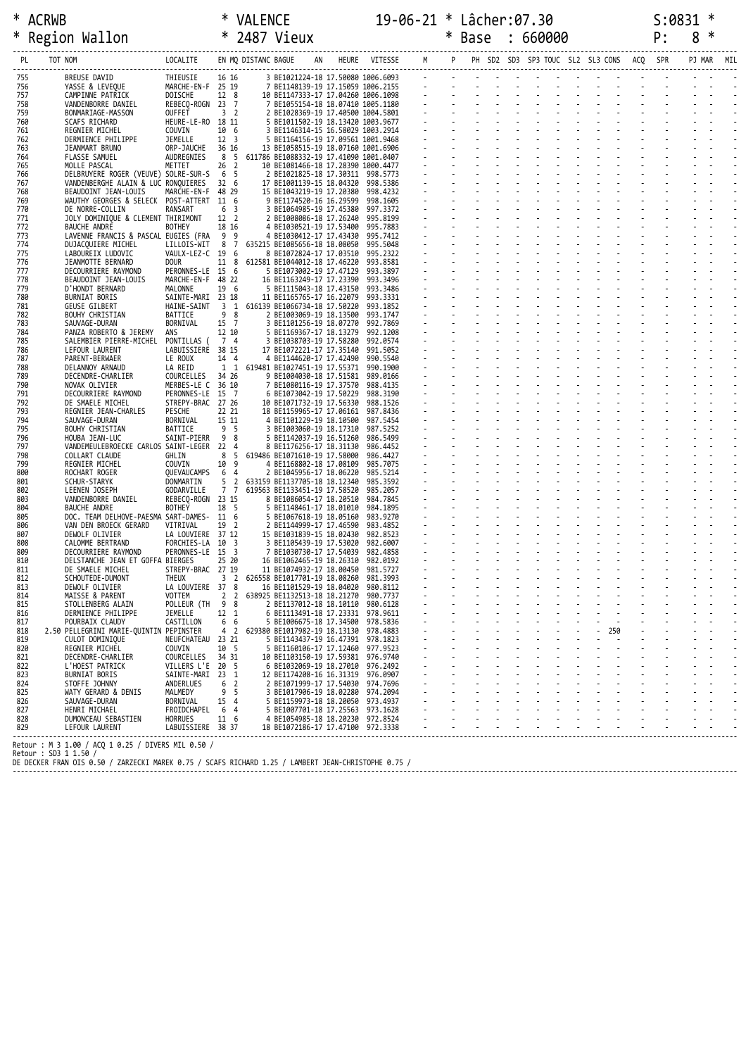\* ACRWB \* VALENCE 19-06-21 \* Lâcher:07.30 S:0831 \*
\* Region Wallon \* 2487 Vieux \* Base : 660000 P: 8 \*

| PL | TOT NOM | LOCALITE | EN | MQ | DISTANC | BAGUE | AN | HEURE | VITESSE | M | P | PH | SD2 | SD3 | SP3 | TOUC | SL2 | SL3 | CONS | ACQ | SPR | PJ | MAR | MIL |
|---|---|---|---|---|---|---|---|---|---|---|---|---|---|---|---|---|---|---|---|---|---|---|---|---|
| 755 | BREUSE DAVID | THIEUSIE | 16 | 16 | | 3 BE1021224-18 | | 17.50080 | 1006.6093 | - | - | - | - | - | - | - | - | - | - | - | - | - | - | - |
| 756 | YASSE & LEVEQUE | MARCHE-EN-F | 25 | 19 | | 7 BE1148139-19 | | 17.15059 | 1006.2155 | - | - | - | - | - | - | - | - | - | - | - | - | - | - | - |
| 757 | CAMPINNE PATRICK | DOISCHE | 12 | 8 | | 10 BE1147333-17 | | 17.04260 | 1006.1098 | - | - | - | - | - | - | - | - | - | - | - | - | - | - | - |
| 758 | VANDENBORRE DANIEL | REBECQ-ROGN | 23 | 7 | | 7 BE1055154-18 | | 18.07410 | 1005.1180 | - | - | - | - | - | - | - | - | - | - | - | - | - | - | - |
| 759 | BONMARIAGE-MASSON | OUFFET | 3 | 2 | | 2 BE1028369-19 | | 17.40500 | 1004.5801 | - | - | - | - | - | - | - | - | - | - | - | - | - | - | - |
| 760 | SCAFS RICHARD | HEURE-LE-RO | 18 | 11 | | 5 BE1011502-19 | | 18.13420 | 1003.9677 | - | - | - | - | - | - | - | - | - | - | - | - | - | - | - |
| 761 | REGNIER MICHEL | COUVIN | 10 | 6 | | 3 BE1146314-15 | | 16.58029 | 1003.2914 | - | - | - | - | - | - | - | - | - | - | - | - | - | - | - |
| 762 | DERMIENCE PHILIPPE | JEMELLE | 12 | 3 | | 5 BE1164156-19 | | 17.09561 | 1001.9468 | - | - | - | - | - | - | - | - | - | - | - | - | - | - | - |
| 763 | JEANMART BRUNO | ORP-JAUCHE | 36 | 16 | | 13 BE1058515-19 | | 18.07160 | 1001.6906 | - | - | - | - | - | - | - | - | - | - | - | - | - | - | - |
| 764 | FLASSE SAMUEL | AUDREGNIES | 8 | 5 | 611786 | BE1088332-19 | | 17.41090 | 1001.0407 | - | - | - | - | - | - | - | - | - | - | - | - | - | - | - |
| 765 | MOLLE PASCAL | METTET | 26 | 2 | | 10 BE1081466-18 | | 17.28390 | 1000.4477 | - | - | - | - | - | - | - | - | - | - | - | - | - | - | - |
| 766 | DELBRUYERE ROGER (VEUVE) | SOLRE-SUR-S | 6 | 5 | | 2 BE1021825-18 | | 17.30311 | 998.5773 | - | - | - | - | - | - | - | - | - | - | - | - | - | - | - |
| 767 | VANDENBERGHE ALAIN & LUC | RONQUIERES | 32 | 6 | | 17 BE1001139-15 | | 18.04320 | 998.5386 | - | - | - | - | - | - | - | - | - | - | - | - | - | - | - |
| 768 | BEAUDOINT JEAN-LOUIS | MARCHE-EN-F | 48 | 29 | | 15 BE1043219-19 | | 17.20380 | 998.4232 | - | - | - | - | - | - | - | - | - | - | - | - | - | - | - |
| 769 | WAUTHY GEORGES & SELECK | POST-ATTERT | 11 | 6 | | 9 BE1174520-16 | | 16.29599 | 998.1605 | - | - | - | - | - | - | - | - | - | - | - | - | - | - | - |
| 770 | DE NORRE-COLLIN | RANSART | 6 | 3 | | 3 BE1064985-19 | | 17.45380 | 997.3372 | - | - | - | - | - | - | - | - | - | - | - | - | - | - | - |
| 771 | JOLY DOMINIQUE & CLEMENT | THIRIMONT | 12 | 2 | | 2 BE1008086-18 | | 17.26240 | 995.8199 | - | - | - | - | - | - | - | - | - | - | - | - | - | - | - |
| 772 | BAUCHE ANDRE | BOTHEY | 18 | 16 | | 4 BE1030521-19 | | 17.53400 | 995.7883 | - | - | - | - | - | - | - | - | - | - | - | - | - | - | - |
| 773 | LAVENNE FRANCIS & PASCAL | EUGIES (FRA | 9 | 9 | | 4 BE1030412-17 | | 17.43430 | 995.7412 | - | - | - | - | - | - | - | - | - | - | - | - | - | - | - |
| 774 | DUJACQUIERE MICHEL | LILLOIS-WIT | 8 | 7 | 635215 | BE1085656-18 | | 18.08050 | 995.5048 | - | - | - | - | - | - | - | - | - | - | - | - | - | - | - |
| 775 | LABOUREIX LUDOVIC | VAULX-LEZ-C | 19 | 6 | | 8 BE1072824-17 | | 17.03510 | 995.2322 | - | - | - | - | - | - | - | - | - | - | - | - | - | - | - |
| 776 | JEANMOTTE BERNARD | DOUR | 11 | 8 | 612581 | BE1044012-18 | | 17.46220 | 993.8581 | - | - | - | - | - | - | - | - | - | - | - | - | - | - | - |
| 777 | DECOURRIERE RAYMOND | PERONNES-LE | 15 | 6 | | 5 BE1073002-19 | | 17.47129 | 993.3897 | - | - | - | - | - | - | - | - | - | - | - | - | - | - | - |
| 778 | BEAUDOINT JEAN-LOUIS | MARCHE-EN-F | 48 | 22 | | 16 BE1163249-17 | | 17.23390 | 993.3496 | - | - | - | - | - | - | - | - | - | - | - | - | - | - | - |
| 779 | D'HONDT BERNARD | MALONNE | 19 | 6 | | 5 BE1115043-18 | | 17.43150 | 993.3486 | - | - | - | - | - | - | - | - | - | - | - | - | - | - | - |
| 780 | BURNIAT BORIS | SAINTE-MARI | 23 | 18 | | 11 BE1165765-17 | | 16.22079 | 993.3331 | - | - | - | - | - | - | - | - | - | - | - | - | - | - | - |
| 781 | GEUSE GILBERT | HAINE-SAINT | 3 | 1 | 616139 | BE1066734-18 | | 17.50220 | 993.1852 | - | - | - | - | - | - | - | - | - | - | - | - | - | - | - |
| 782 | BOUHY CHRISTIAN | BATTICE | 9 | 8 | | 2 BE1003069-19 | | 18.13500 | 993.1747 | - | - | - | - | - | - | - | - | - | - | - | - | - | - | - |
| 783 | SAUVAGE-DURAN | BORNIVAL | 15 | 7 | | 3 BE1101256-19 | | 18.07270 | 992.7869 | - | - | - | - | - | - | - | - | - | - | - | - | - | - | - |
| 784 | PANZA ROBERTO & JEREMY | ANS | 12 | 10 | | 5 BE1169367-17 | | 18.13279 | 992.1208 | - | - | - | - | - | - | - | - | - | - | - | - | - | - | - |
| 785 | SALEMBIER PIERRE-MICHEL | PONTILLAS ( | 7 | 4 | | 3 BE1038703-19 | | 17.58280 | 992.0574 | - | - | - | - | - | - | - | - | - | - | - | - | - | - | - |
| 786 | LEFOUR LAURENT | LABUISSIERE | 38 | 15 | | 17 BE1072221-17 | | 17.35140 | 991.5052 | - | - | - | - | - | - | - | - | - | - | - | - | - | - | - |
| 787 | PARENT-BERWAER | LE ROUX | 14 | 4 | | 4 BE1144620-17 | | 17.42490 | 990.5540 | - | - | - | - | - | - | - | - | - | - | - | - | - | - | - |
| 788 | DELANNOY ARNAUD | LA REID | 1 | 1 | 619481 | BE1027451-19 | | 17.55371 | 990.1900 | - | - | - | - | - | - | - | - | - | - | - | - | - | - | - |
| 789 | DECENDRE-CHARLIER | COURCELLES | 34 | 26 | | 9 BE1004030-18 | | 17.51581 | 989.0166 | - | - | - | - | - | - | - | - | - | - | - | - | - | - | - |
| 790 | NOVAK OLIVIER | MERBES-LE C | 36 | 10 | | 7 BE1080116-19 | | 17.37570 | 988.4135 | - | - | - | - | - | - | - | - | - | - | - | - | - | - | - |
| 791 | DECOURRIERE RAYMOND | PERONNES-LE | 15 | 7 | | 6 BE1073042-19 | | 17.50229 | 988.3190 | - | - | - | - | - | - | - | - | - | - | - | - | - | - | - |
| 792 | DE SMAELE MICHEL | STREPY-BRAC | 27 | 26 | | 10 BE1071732-19 | | 17.56330 | 988.1526 | - | - | - | - | - | - | - | - | - | - | - | - | - | - | - |
| 793 | REGNIER JEAN-CHARLES | PESCHE | 22 | 21 | | 18 BE1159965-17 | | 17.06161 | 987.8436 | - | - | - | - | - | - | - | - | - | - | - | - | - | - | - |
| 794 | SAUVAGE-DURAN | BORNIVAL | 15 | 11 | | 4 BE1101229-19 | | 18.10500 | 987.5454 | - | - | - | - | - | - | - | - | - | - | - | - | - | - | - |
| 795 | BOUHY CHRISTIAN | BATTICE | 9 | 5 | | 3 BE1003060-19 | | 18.17310 | 987.5252 | - | - | - | - | - | - | - | - | - | - | - | - | - | - | - |
| 796 | HOUBA JEAN-LUC | SAINT-PIERR | 9 | 8 | | 5 BE1142037-19 | | 16.51260 | 986.5499 | - | - | - | - | - | - | - | - | - | - | - | - | - | - | - |
| 797 | VANDEMEULEBROECKE CARLOS | SAINT-LEGER | 22 | 4 | | 8 BE1176256-17 | | 18.31130 | 986.4452 | - | - | - | - | - | - | - | - | - | - | - | - | - | - | - |
| 798 | COLLART CLAUDE | GHLIN | 8 | 5 | 619486 | BE1071610-19 | | 17.58000 | 986.4427 | - | - | - | - | - | - | - | - | - | - | - | - | - | - | - |
| 799 | REGNIER MICHEL | COUVIN | 10 | 9 | | 4 BE1168802-18 | | 17.08109 | 985.7075 | - | - | - | - | - | - | - | - | - | - | - | - | - | - | - |
| 800 | ROCHART ROGER | QUEVAUCAMPS | 6 | 4 | | 2 BE1045956-17 | | 18.06220 | 985.5214 | - | - | - | - | - | - | - | - | - | - | - | - | - | - | - |
| 801 | SCHUR-STARYK | DONMARTIN | 5 | 2 | 633159 | BE1137705-18 | | 18.12340 | 985.3592 | - | - | - | - | - | - | - | - | - | - | - | - | - | - | - |
| 802 | LEENEN JOSEPH | GODARVILLE | 7 | 7 | 619563 | BE1133451-19 | | 17.58520 | 985.2057 | - | - | - | - | - | - | - | - | - | - | - | - | - | - | - |
| 803 | VANDENBORRE DANIEL | REBECQ-ROGN | 23 | 15 | | 8 BE1086054-17 | | 18.20510 | 984.7845 | - | - | - | - | - | - | - | - | - | - | - | - | - | - | - |
| 804 | BAUCHE ANDRE | BOTHEY | 18 | 5 | | 5 BE1148461-17 | | 18.01010 | 984.1895 | - | - | - | - | - | - | - | - | - | - | - | - | - | - | - |
| 805 | DOC. TEAM DELHOVE-PAESMA | SART-DAMES- | 11 | 6 | | 5 BE1067618-19 | | 18.05160 | 983.9270 | - | - | - | - | - | - | - | - | - | - | - | - | - | - | - |
| 806 | VAN DEN BROECK GERARD | VITRIVAL | 19 | 2 | | 2 BE1144999-17 | | 17.46590 | 983.4852 | - | - | - | - | - | - | - | - | - | - | - | - | - | - | - |
| 807 | DEWOLF OLIVIER | LA LOUVIERE | 37 | 12 | | 15 BE1031839-15 | | 18.02430 | 982.8523 | - | - | - | - | - | - | - | - | - | - | - | - | - | - | - |
| 808 | CALOMME BERTRAND | FORCHIES-LA | 10 | 3 | | 3 BE1105439-19 | | 17.53020 | 982.6007 | - | - | - | - | - | - | - | - | - | - | - | - | - | - | - |
| 809 | DECOURRIERE RAYMOND | PERONNES-LE | 15 | 3 | | 7 BE1030730-17 | | 17.54039 | 982.4858 | - | - | - | - | - | - | - | - | - | - | - | - | - | - | - |
| 810 | DELSTANCHE JEAN ET GOFFA | BIERGES | 25 | 20 | | 16 BE1062465-19 | | 18.26310 | 982.0192 | - | - | - | - | - | - | - | - | - | - | - | - | - | - | - |
| 811 | DE SMAELE MICHEL | STREPY-BRAC | 27 | 19 | | 11 BE1074932-17 | | 18.00450 | 981.5727 | - | - | - | - | - | - | - | - | - | - | - | - | - | - | - |
| 812 | SCHOUTEDE-DUMONT | THEUX | 3 | 2 | 626558 | BE1017701-19 | | 18.08260 | 981.3993 | - | - | - | - | - | - | - | - | - | - | - | - | - | - | - |
| 813 | DEWOLF OLIVIER | LA LOUVIERE | 37 | 8 | | 16 BE1101529-19 | | 18.04020 | 980.8112 | - | - | - | - | - | - | - | - | - | - | - | - | - | - | - |
| 814 | MAISSE & PARENT | VOTTEM | 2 | 2 | 638925 | BE1132513-18 | | 18.21270 | 980.7737 | - | - | - | - | - | - | - | - | - | - | - | - | - | - | - |
| 815 | STOLLENBERG ALAIN | POLLEUR (TH | 9 | 8 | | 2 BE1137012-18 | | 18.10110 | 980.6128 | - | - | - | - | - | - | - | - | - | - | - | - | - | - | - |
| 816 | DERMIENCE PHILIPPE | JEMELLE | 12 | 1 | | 6 BE1113491-18 | | 17.23331 | 978.9611 | - | - | - | - | - | - | - | - | - | - | - | - | - | - | - |
| 817 | POURBAIX CLAUDY | CASTILLON | 6 | 6 | | 5 BE1006675-18 | | 17.34500 | 978.5836 | - | - | - | - | - | - | - | - | - | - | - | - | - | - | - |
| 818 | 2.50 PELLEGRINI MARIE-QUINTIN | PEPINSTER | 4 | 2 | 629380 | BE1017982-19 | | 18.13130 | 978.4883 | - | - | - | - | - | - | - | - | - | 250 | - | - | - | - | - |
| 819 | CULOT DOMINIQUE | NEUFCHATEAU | 23 | 21 | | 5 BE1143437-19 | | 16.47391 | 978.1823 | - | - | - | - | - | - | - | - | - | - | - | - | - | - | - |
| 820 | REGNIER MICHEL | COUVIN | 10 | 5 | | 5 BE1160106-17 | | 17.12460 | 977.9523 | - | - | - | - | - | - | - | - | - | - | - | - | - | - | - |
| 821 | DECENDRE-CHARLIER | COURCELLES | 34 | 31 | | 10 BE1103150-19 | | 17.59381 | 976.9740 | - | - | - | - | - | - | - | - | - | - | - | - | - | - | - |
| 822 | L'HOEST PATRICK | VILLERS L'E | 20 | 5 | | 6 BE1032069-19 | | 18.27010 | 976.2492 | - | - | - | - | - | - | - | - | - | - | - | - | - | - | - |
| 823 | BURNIAT BORIS | SAINTE-MARI | 23 | 1 | | 12 BE1174208-16 | | 16.31319 | 976.0907 | - | - | - | - | - | - | - | - | - | - | - | - | - | - | - |
| 824 | STOFFE JOHNNY | ANDERLUES | 6 | 2 | | 2 BE1071999-17 | | 17.54030 | 974.7696 | - | - | - | - | - | - | - | - | - | - | - | - | - | - | - |
| 825 | WATY GERARD & DENIS | MALMEDY | 9 | 5 | | 3 BE1017906-19 | | 18.02280 | 974.2094 | - | - | - | - | - | - | - | - | - | - | - | - | - | - | - |
| 826 | SAUVAGE-DURAN | BORNIVAL | 15 | 4 | | 5 BE1159973-18 | | 18.20050 | 973.4937 | - | - | - | - | - | - | - | - | - | - | - | - | - | - | - |
| 827 | HENRI MICHAEL | FROIDCHAPEL | 6 | 4 | | 5 BE1007701-18 | | 17.25563 | 973.1628 | - | - | - | - | - | - | - | - | - | - | - | - | - | - | - |
| 828 | DUMONCEAU SEBASTIEN | HORRUES | 11 | 6 | | 4 BE1054985-18 | | 18.20230 | 972.8524 | - | - | - | - | - | - | - | - | - | - | - | - | - | - | - |
| 829 | LEFOUR LAURENT | LABUISSIERE | 38 | 37 | | 18 BE1072186-17 | | 17.47100 | 972.3338 | - | - | - | - | - | - | - | - | - | - | - | - | - | - | - |

Retour : M 3 1.00 / ACQ 1 0.25 / DIVERS MIL 0.50 /
Retour : SD3 1 1.50 /
DE DECKER FRAN OIS 0.50 / ZARZECKI MAREK 0.75 / SCAFS RICHARD 1.25 / LAMBERT JEAN-CHRISTOPHE 0.75 /